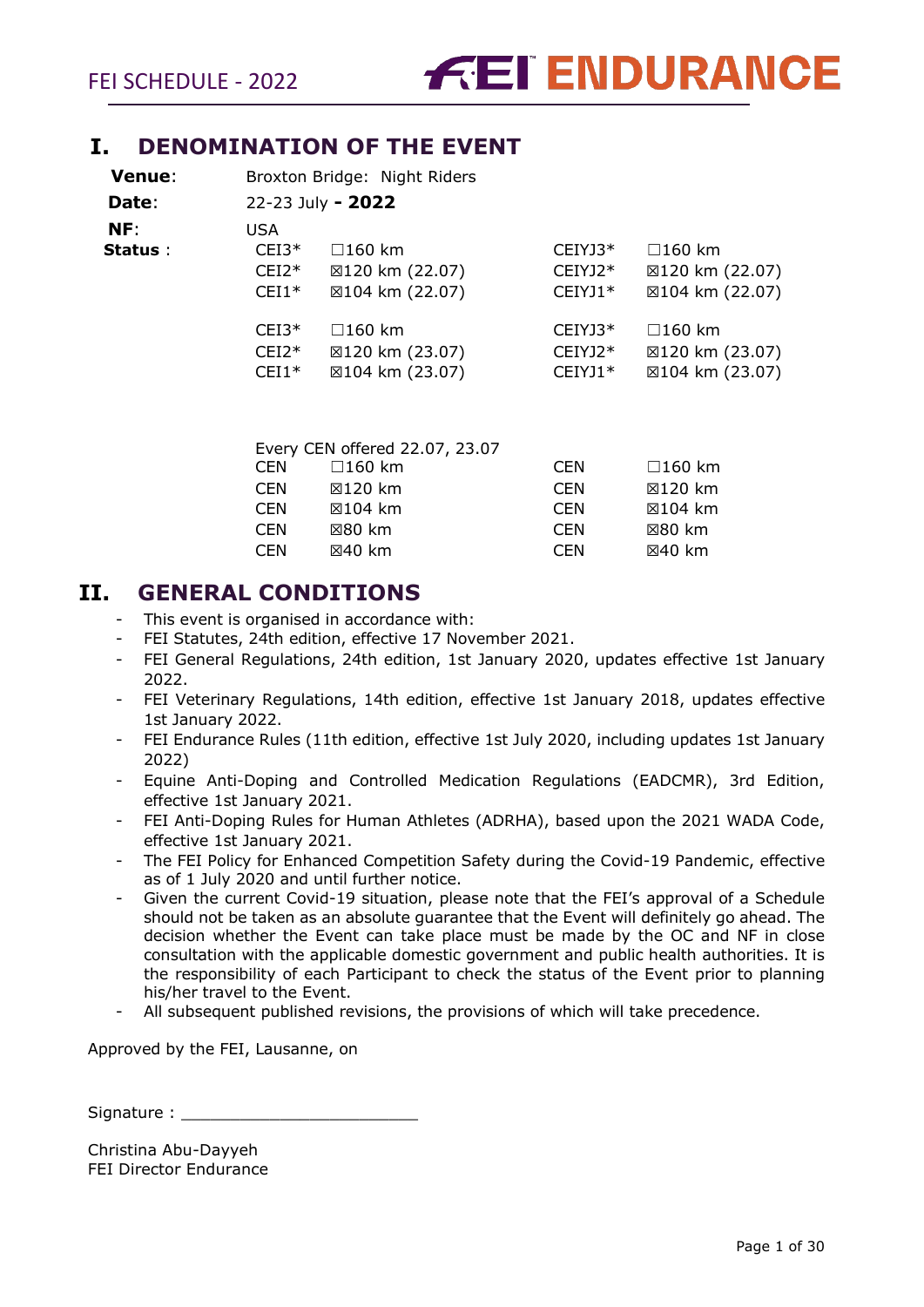FEI SCHEDULE - 2022

FEI ENDURANCE

# I. DENOMINATION OF THE EVENT

| | | | | |
|---|---|---|---|---|
| **Venue**: | Broxton Bridge: Night Riders | | | |
| **Date**: | 22-23 July **- 2022** | | | |
| **NF**: | USA | | | |
| **Status** : | CEI3* | ☐160 km | CEIYJ3* | ☐160 km |
| | CEI2* | ☒120 km (22.07) | CEIYJ2* | ☒120 km (22.07) |
| | CEI1* | ☒104 km (22.07) | CEIYJ1* | ☒104 km (22.07) |
| | CEI3* | ☐160 km | CEIYJ3* | ☐160 km |
| | CEI2* | ☒120 km (23.07) | CEIYJ2* | ☒120 km (23.07) |
| | CEI1* | ☒104 km (23.07) | CEIYJ1* | ☒104 km (23.07) |

Every CEN offered 22.07, 23.07

| | | | |
|---|---|---|---|
| CEN | ☐160 km | CEN | ☐160 km |
| CEN | ☒120 km | CEN | ☒120 km |
| CEN | ☒104 km | CEN | ☒104 km |
| CEN | ☒80 km | CEN | ☒80 km |
| CEN | ☒40 km | CEN | ☒40 km |

# II. GENERAL CONDITIONS

- This event is organised in accordance with:
- FEI Statutes, 24th edition, effective 17 November 2021.
- FEI General Regulations, 24th edition, 1st January 2020, updates effective 1st January 2022.
- FEI Veterinary Regulations, 14th edition, effective 1st January 2018, updates effective 1st January 2022.
- FEI Endurance Rules (11th edition, effective 1st July 2020, including updates 1st January 2022)
- Equine Anti-Doping and Controlled Medication Regulations (EADCMR), 3rd Edition, effective 1st January 2021.
- FEI Anti-Doping Rules for Human Athletes (ADRHA), based upon the 2021 WADA Code, effective 1st January 2021.
- The FEI Policy for Enhanced Competition Safety during the Covid-19 Pandemic, effective as of 1 July 2020 and until further notice.
- Given the current Covid-19 situation, please note that the FEI's approval of a Schedule should not be taken as an absolute guarantee that the Event will definitely go ahead. The decision whether the Event can take place must be made by the OC and NF in close consultation with the applicable domestic government and public health authorities. It is the responsibility of each Participant to check the status of the Event prior to planning his/her travel to the Event.
- All subsequent published revisions, the provisions of which will take precedence.

Approved by the FEI, Lausanne, on

Signature : ________________________

Christina Abu-Dayyeh
FEI Director Endurance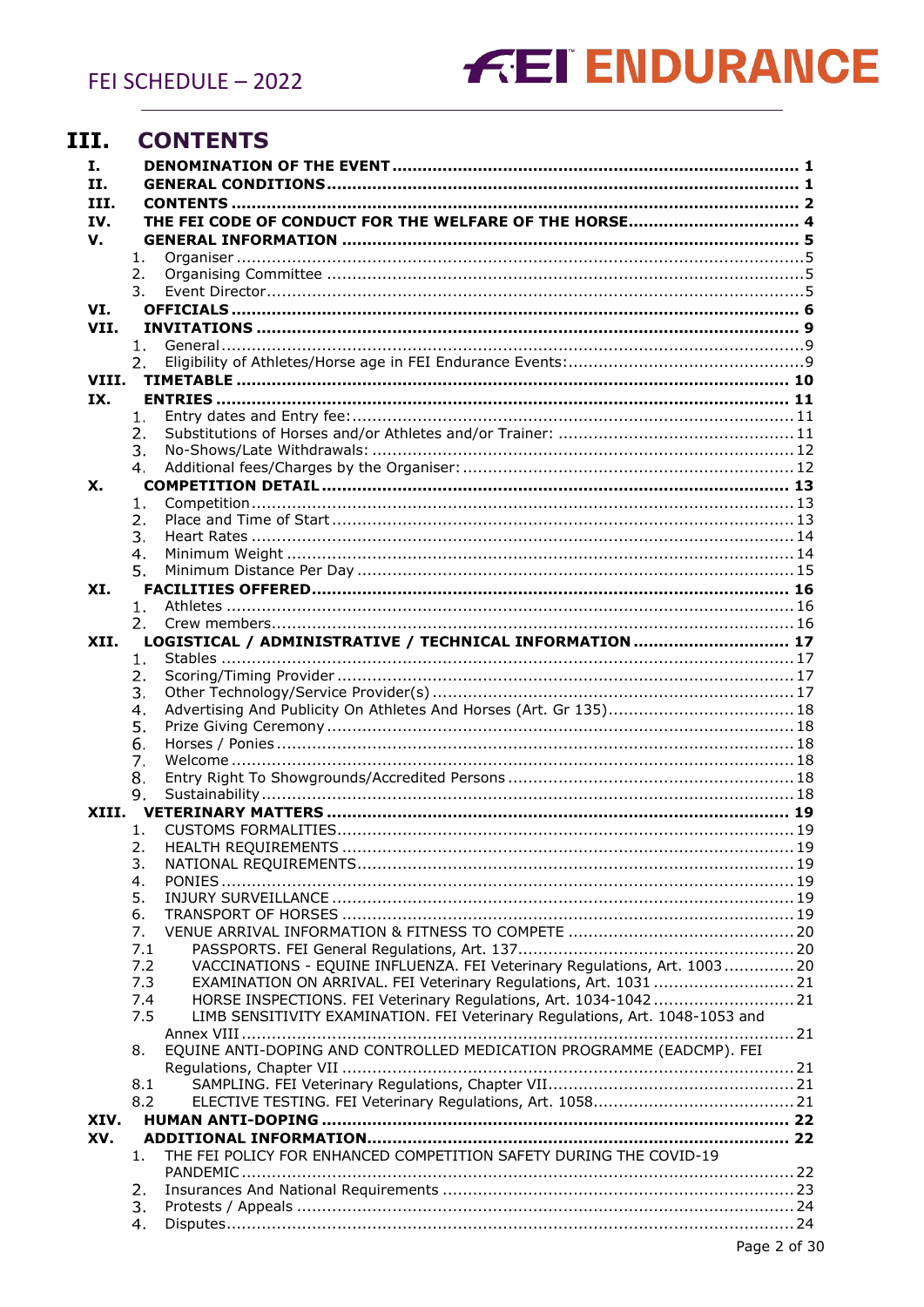# III. CONTENTS

| | | |
|---|---|---|
| **I.** | **DENOMINATION OF THE EVENT** | **1** |
| **II.** | **GENERAL CONDITIONS** | **1** |
| **III.** | **CONTENTS** | **2** |
| **IV.** | **THE FEI CODE OF CONDUCT FOR THE WELFARE OF THE HORSE** | **4** |
| **V.** | **GENERAL INFORMATION** | **5** |
| | 1. Organiser | 5 |
| | 2. Organising Committee | 5 |
| | 3. Event Director | 5 |
| **VI.** | **OFFICIALS** | **6** |
| **VII.** | **INVITATIONS** | **9** |
| | 1. General | 9 |
| | 2. Eligibility of Athletes/Horse age in FEI Endurance Events: | 9 |
| **VIII.** | **TIMETABLE** | **10** |
| **IX.** | **ENTRIES** | **11** |
| | 1. Entry dates and Entry fee: | 11 |
| | 2. Substitutions of Horses and/or Athletes and/or Trainer: | 11 |
| | 3. No-Shows/Late Withdrawals: | 12 |
| | 4. Additional fees/Charges by the Organiser: | 12 |
| **X.** | **COMPETITION DETAIL** | **13** |
| | 1. Competition | 13 |
| | 2. Place and Time of Start | 13 |
| | 3. Heart Rates | 14 |
| | 4. Minimum Weight | 14 |
| | 5. Minimum Distance Per Day | 15 |
| **XI.** | **FACILITIES OFFERED** | **16** |
| | 1. Athletes | 16 |
| | 2. Crew members | 16 |
| **XII.** | **LOGISTICAL / ADMINISTRATIVE / TECHNICAL INFORMATION** | **17** |
| | 1. Stables | 17 |
| | 2. Scoring/Timing Provider | 17 |
| | 3. Other Technology/Service Provider(s) | 17 |
| | 4. Advertising And Publicity On Athletes And Horses (Art. Gr 135) | 18 |
| | 5. Prize Giving Ceremony | 18 |
| | 6. Horses / Ponies | 18 |
| | 7. Welcome | 18 |
| | 8. Entry Right To Showgrounds/Accredited Persons | 18 |
| | 9. Sustainability | 18 |
| **XIII.** | **VETERINARY MATTERS** | **19** |
| | 1. CUSTOMS FORMALITIES | 19 |
| | 2. HEALTH REQUIREMENTS | 19 |
| | 3. NATIONAL REQUIREMENTS | 19 |
| | 4. PONIES | 19 |
| | 5. INJURY SURVEILLANCE | 19 |
| | 6. TRANSPORT OF HORSES | 19 |
| | 7. VENUE ARRIVAL INFORMATION & FITNESS TO COMPETE | 20 |
| | 7.1 PASSPORTS. FEI General Regulations, Art. 137 | 20 |
| | 7.2 VACCINATIONS - EQUINE INFLUENZA. FEI Veterinary Regulations, Art. 1003 | 20 |
| | 7.3 EXAMINATION ON ARRIVAL. FEI Veterinary Regulations, Art. 1031 | 21 |
| | 7.4 HORSE INSPECTIONS. FEI Veterinary Regulations, Art. 1034-1042 | 21 |
| | 7.5 LIMB SENSITIVITY EXAMINATION. FEI Veterinary Regulations, Art. 1048-1053 and Annex VIII | 21 |
| | 8. EQUINE ANTI-DOPING AND CONTROLLED MEDICATION PROGRAMME (EADCMP). FEI Regulations, Chapter VII | 21 |
| | 8.1 SAMPLING. FEI Veterinary Regulations, Chapter VII | 21 |
| | 8.2 ELECTIVE TESTING. FEI Veterinary Regulations, Art. 1058 | 21 |
| **XIV.** | **HUMAN ANTI-DOPING** | **22** |
| **XV.** | **ADDITIONAL INFORMATION** | **22** |
| | 1. THE FEI POLICY FOR ENHANCED COMPETITION SAFETY DURING THE COVID-19 PANDEMIC | 22 |
| | 2. Insurances And National Requirements | 23 |
| | 3. Protests / Appeals | 24 |
| | 4. Disputes | 24 |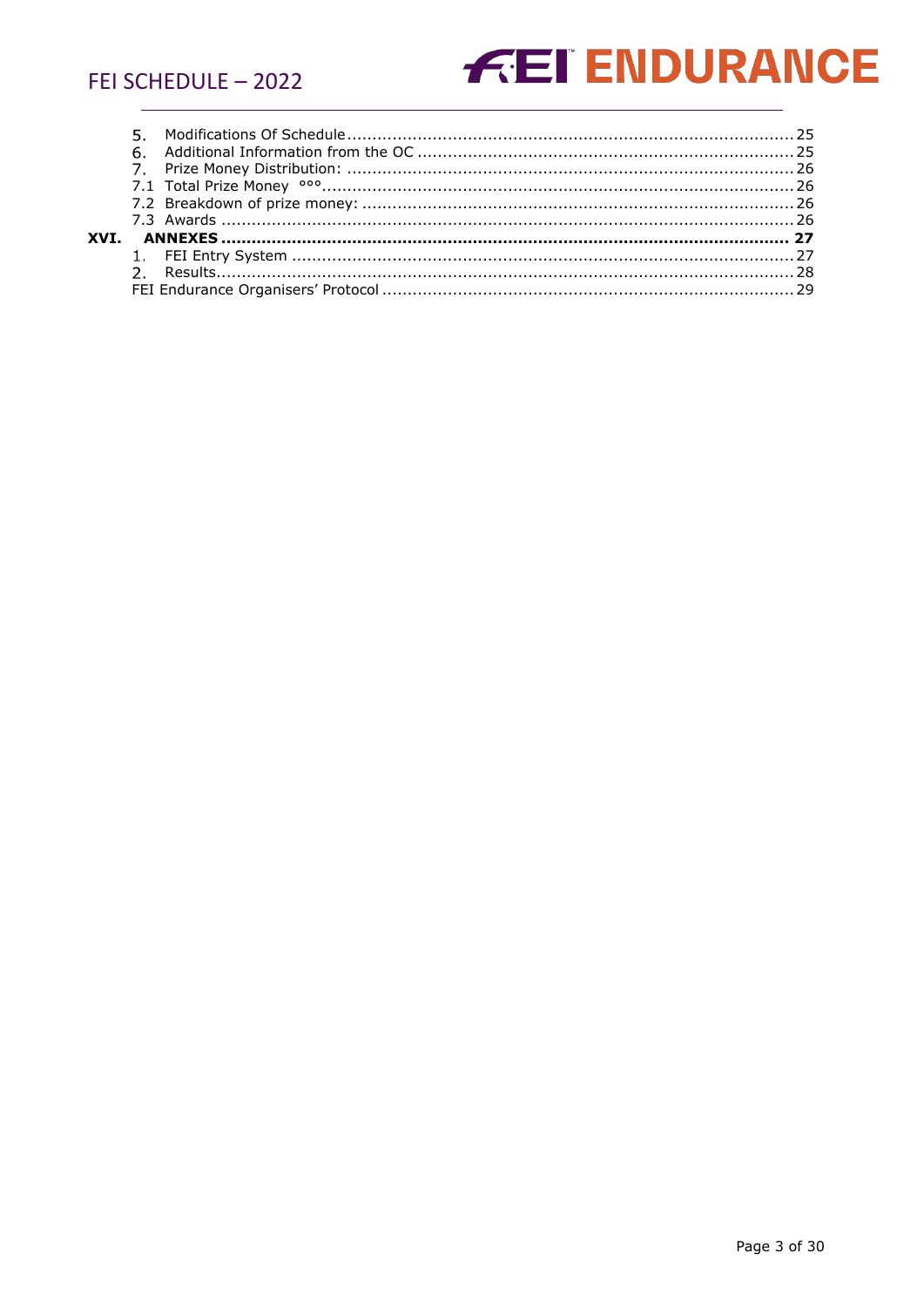5. Modifications Of Schedule ........................................................................................ 25
6. Additional Information from the OC ........................................................................... 25
7. Prize Money Distribution: ........................................................................................ 26
7.1 Total Prize Money °°° ............................................................................................ 26
7.2 Breakdown of prize money: ..................................................................................... 26
7.3 Awards ................................................................................................................. 26

**XVI. ANNEXES ................................................................................................................ 27**

1. FEI Entry System .................................................................................................. 27
2. Results.................................................................................................................. 28

FEI Endurance Organisers' Protocol ................................................................................ 29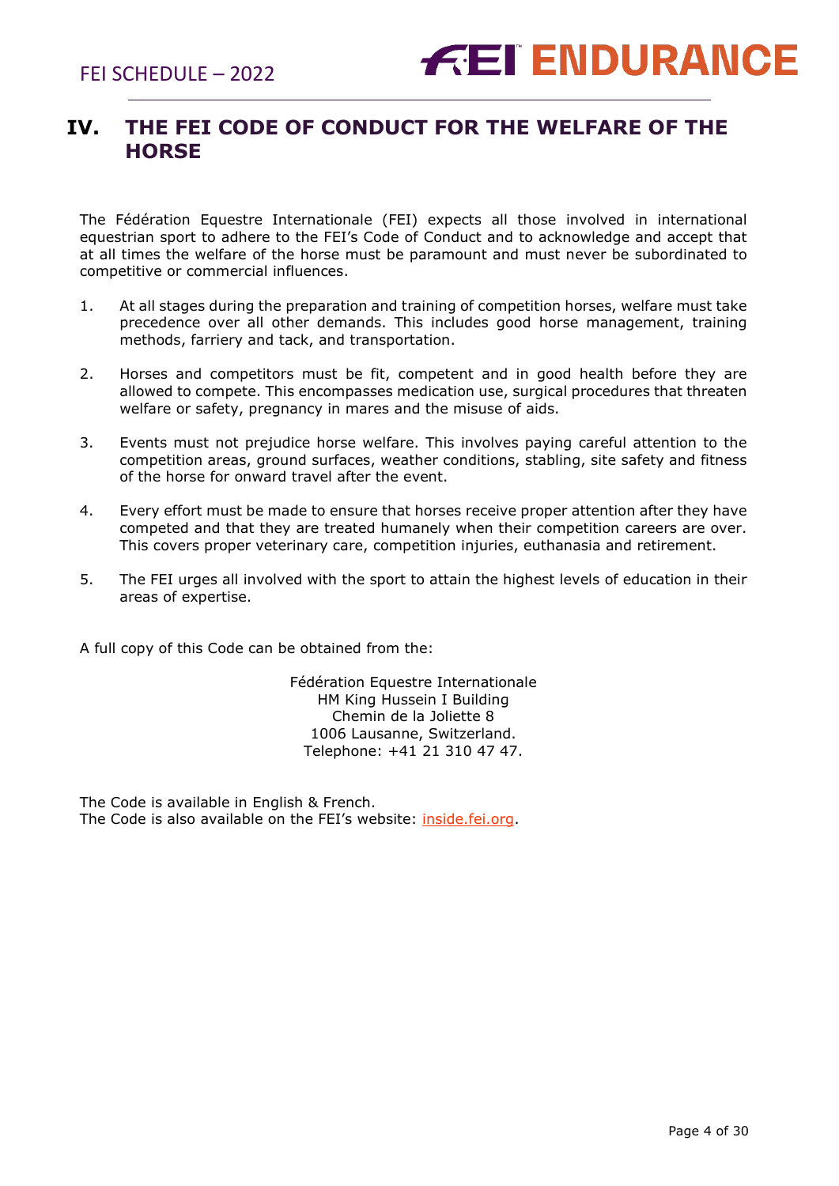# IV. THE FEI CODE OF CONDUCT FOR THE WELFARE OF THE HORSE

The Fédération Equestre Internationale (FEI) expects all those involved in international equestrian sport to adhere to the FEI's Code of Conduct and to acknowledge and accept that at all times the welfare of the horse must be paramount and must never be subordinated to competitive or commercial influences.

1. At all stages during the preparation and training of competition horses, welfare must take precedence over all other demands. This includes good horse management, training methods, farriery and tack, and transportation.

2. Horses and competitors must be fit, competent and in good health before they are allowed to compete. This encompasses medication use, surgical procedures that threaten welfare or safety, pregnancy in mares and the misuse of aids.

3. Events must not prejudice horse welfare. This involves paying careful attention to the competition areas, ground surfaces, weather conditions, stabling, site safety and fitness of the horse for onward travel after the event.

4. Every effort must be made to ensure that horses receive proper attention after they have competed and that they are treated humanely when their competition careers are over. This covers proper veterinary care, competition injuries, euthanasia and retirement.

5. The FEI urges all involved with the sport to attain the highest levels of education in their areas of expertise.

A full copy of this Code can be obtained from the:

Fédération Equestre Internationale
HM King Hussein I Building
Chemin de la Joliette 8
1006 Lausanne, Switzerland.
Telephone: +41 21 310 47 47.

The Code is available in English & French.
The Code is also available on the FEI's website: inside.fei.org.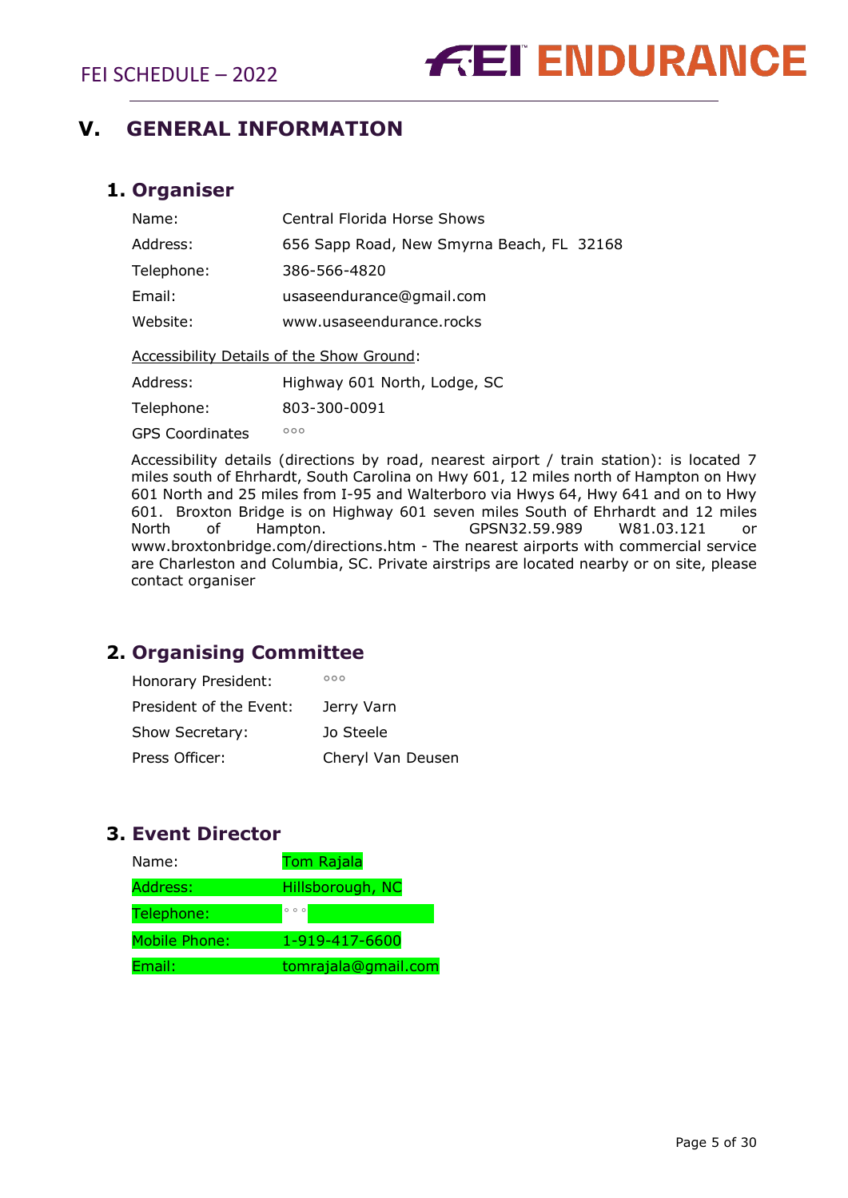# V. GENERAL INFORMATION

## 1. Organiser

| | |
|---|---|
| Name: | Central Florida Horse Shows |
| Address: | 656 Sapp Road, New Smyrna Beach, FL 32168 |
| Telephone: | 386-566-4820 |
| Email: | usaseendurance@gmail.com |
| Website: | www.usaseendurance.rocks |

Accessibility Details of the Show Ground:

| | |
|---|---|
| Address: | Highway 601 North, Lodge, SC |
| Telephone: | 803-300-0091 |
| GPS Coordinates | °°° |

Accessibility details (directions by road, nearest airport / train station): is located 7 miles south of Ehrhardt, South Carolina on Hwy 601, 12 miles north of Hampton on Hwy 601 North and 25 miles from I-95 and Walterboro via Hwys 64, Hwy 641 and on to Hwy 601. Broxton Bridge is on Highway 601 seven miles South of Ehrhardt and 12 miles North of Hampton. GPSN32.59.989 W81.03.121 or www.broxtonbridge.com/directions.htm - The nearest airports with commercial service are Charleston and Columbia, SC. Private airstrips are located nearby or on site, please contact organiser

## 2. Organising Committee

| | |
|---|---|
| Honorary President: | °°° |
| President of the Event: | Jerry Varn |
| Show Secretary: | Jo Steele |
| Press Officer: | Cheryl Van Deusen |

## 3. Event Director

| | |
|---|---|
| Name: | Tom Rajala |
| Address: | Hillsborough, NC |
| Telephone: | °°° |
| Mobile Phone: | 1-919-417-6600 |
| Email: | tomrajala@gmail.com |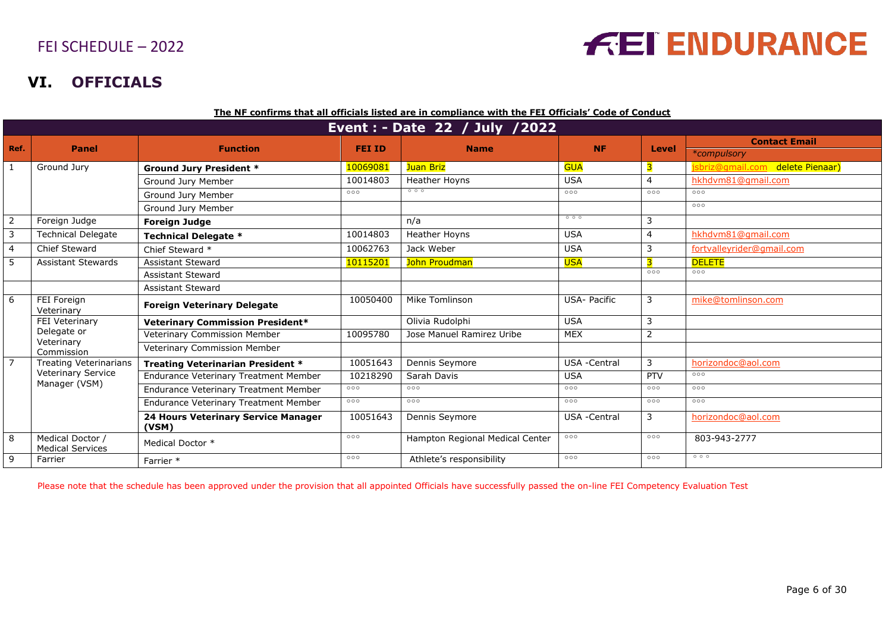FEI SCHEDULE – 2022

# VI. OFFICIALS

**The NF confirms that all officials listed are in compliance with the FEI Officials' Code of Conduct**

| **Event : - Date 22 / July /2022** | | | | | | | |
|---|---|---|---|---|---|---|---|
| **Ref.** | **Panel** | **Function** | **FEI ID** | **Name** | **NF** | **Level** | **Contact Email** *\*compulsory* |
| 1 | Ground Jury | **Ground Jury President \*** | 10069081 | Juan Briz | GUA | 3 | jsbriz@gmail.com delete Pienaar) |
| | | Ground Jury Member | 10014803 | Heather Hoyns | USA | 4 | hkhdvm81@gmail.com |
| | | Ground Jury Member | ooo | ooo | ooo | ooo | ooo |
| | | Ground Jury Member | | | | | ooo |
| 2 | Foreign Judge | **Foreign Judge** | | n/a | ooo | 3 | |
| 3 | Technical Delegate | **Technical Delegate \*** | 10014803 | Heather Hoyns | USA | 4 | hkhdvm81@gmail.com |
| 4 | Chief Steward | Chief Steward \* | 10062763 | Jack Weber | USA | 3 | fortvalleyrider@gmail.com |
| 5 | Assistant Stewards | Assistant Steward | 10115201 | John Proudman | USA | 3 | DELETE |
| | | Assistant Steward | | | | ooo | ooo |
| | | Assistant Steward | | | | | |
| 6 | FEI Foreign Veterinary | **Foreign Veterinary Delegate** | 10050400 | Mike Tomlinson | USA- Pacific | 3 | mike@tomlinson.com |
| | FEI Veterinary Delegate or Veterinary Commission | **Veterinary Commission President\*** | | Olivia Rudolphi | USA | 3 | |
| | | Veterinary Commission Member | 10095780 | Jose Manuel Ramirez Uribe | MEX | 2 | |
| | | Veterinary Commission Member | | | | | |
| 7 | Treating Veterinarians Veterinary Service Manager (VSM) | **Treating Veterinarian President \*** | 10051643 | Dennis Seymore | USA -Central | 3 | horizondoc@aol.com |
| | | Endurance Veterinary Treatment Member | 10218290 | Sarah Davis | USA | PTV | ooo |
| | | Endurance Veterinary Treatment Member | ooo | ooo | ooo | ooo | ooo |
| | | Endurance Veterinary Treatment Member | ooo | ooo | ooo | ooo | ooo |
| | | **24 Hours Veterinary Service Manager (VSM)** | 10051643 | Dennis Seymore | USA -Central | 3 | horizondoc@aol.com |
| 8 | Medical Doctor / Medical Services | Medical Doctor \* | ooo | Hampton Regional Medical Center | ooo | ooo | 803-943-2777 |
| 9 | Farrier | Farrier \* | ooo | Athlete's responsibility | ooo | ooo | ooo |

Please note that the schedule has been approved under the provision that all appointed Officials have successfully passed the on-line FEI Competency Evaluation Test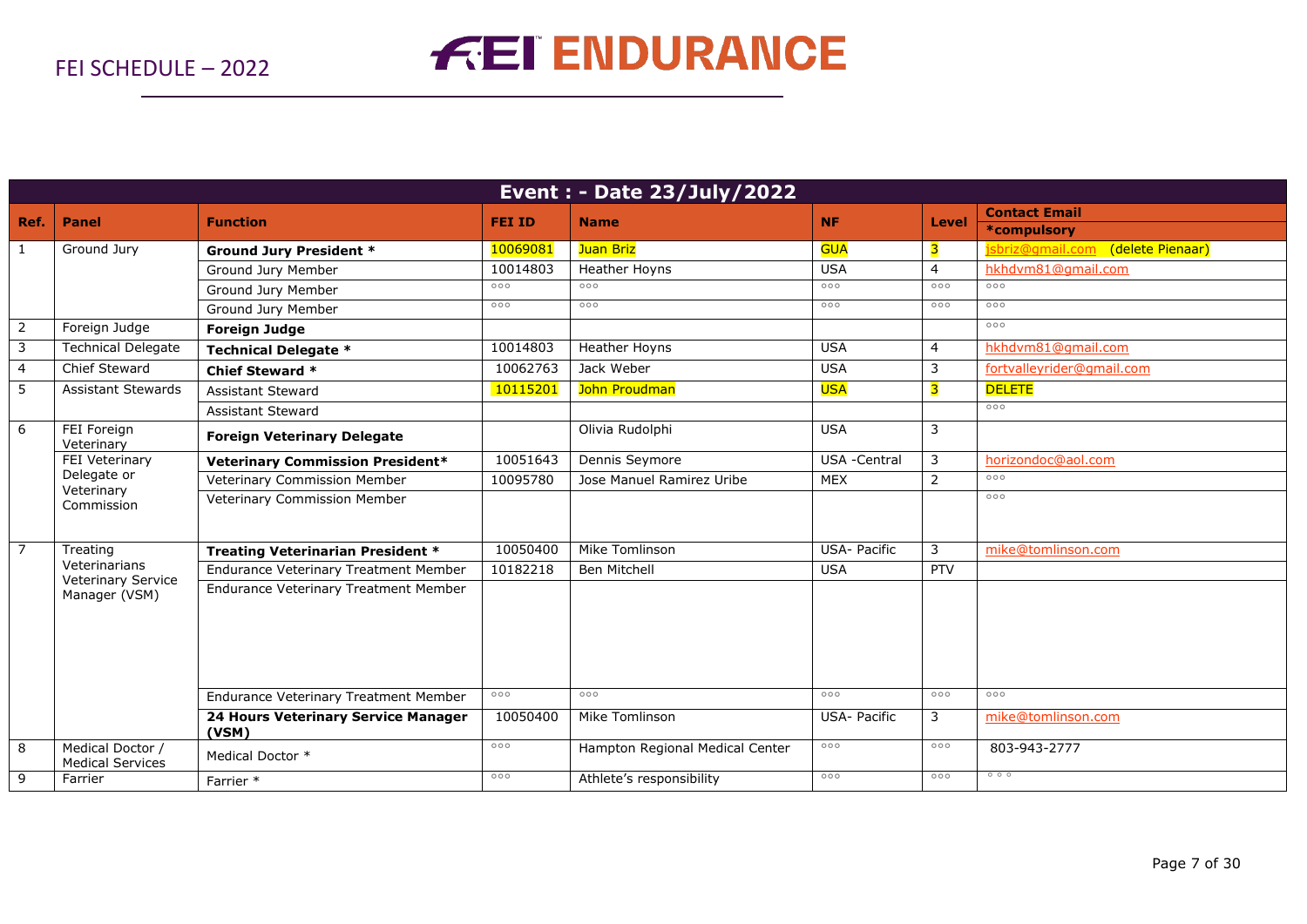FEI SCHEDULE – 2022

# FEI ENDURANCE

| Event : - Date 23/July/2022 | | | | | | | |
|---|---|---|---|---|---|---|---|
| **Ref.** | **Panel** | **Function** | **FEI ID** | **Name** | **NF** | **Level** | **Contact Email *compulsory** |
| 1 | Ground Jury | **Ground Jury President *** | 10069081 | Juan Briz | GUA | 3 | jsbriz@gmail.com (delete Pienaar) |
| | | Ground Jury Member | 10014803 | Heather Hoyns | USA | 4 | hkhdvm81@gmail.com |
| | | Ground Jury Member | ooo | ooo | ooo | ooo | ooo |
| | | Ground Jury Member | ooo | ooo | ooo | ooo | ooo |
| 2 | Foreign Judge | **Foreign Judge** | | | | | ooo |
| 3 | Technical Delegate | **Technical Delegate *** | 10014803 | Heather Hoyns | USA | 4 | hkhdvm81@gmail.com |
| 4 | Chief Steward | **Chief Steward *** | 10062763 | Jack Weber | USA | 3 | fortvalleyrider@gmail.com |
| 5 | Assistant Stewards | Assistant Steward | 10115201 | John Proudman | USA | 3 | DELETE |
| | | Assistant Steward | | | | | ooo |
| 6 | FEI Foreign Veterinary | **Foreign Veterinary Delegate** | | Olivia Rudolphi | USA | 3 | |
| | FEI Veterinary Delegate or Veterinary Commission | **Veterinary Commission President*** | 10051643 | Dennis Seymore | USA -Central | 3 | horizondoc@aol.com |
| | | Veterinary Commission Member | 10095780 | Jose Manuel Ramirez Uribe | MEX | 2 | ooo |
| | | Veterinary Commission Member | | | | | ooo |
| 7 | Treating Veterinarians Veterinary Service Manager (VSM) | **Treating Veterinarian President *** | 10050400 | Mike Tomlinson | USA- Pacific | 3 | mike@tomlinson.com |
| | | Endurance Veterinary Treatment Member | 10182218 | Ben Mitchell | USA | PTV | |
| | | Endurance Veterinary Treatment Member | | | | | |
| | | Endurance Veterinary Treatment Member | ooo | ooo | ooo | ooo | ooo |
| | | **24 Hours Veterinary Service Manager (VSM)** | 10050400 | Mike Tomlinson | USA- Pacific | 3 | mike@tomlinson.com |
| 8 | Medical Doctor / Medical Services | Medical Doctor * | ooo | Hampton Regional Medical Center | ooo | ooo | 803-943-2777 |
| 9 | Farrier | Farrier * | ooo | Athlete's responsibility | ooo | ooo | ooo |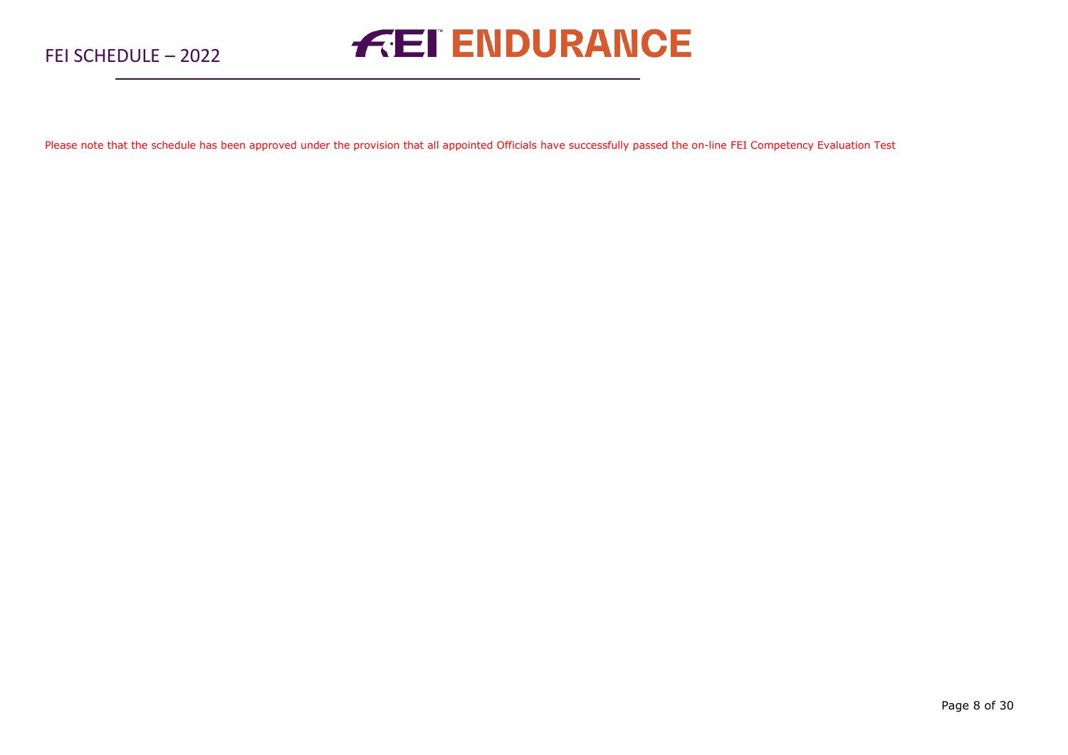Please note that the schedule has been approved under the provision that all appointed Officials have successfully passed the on-line FEI Competency Evaluation Test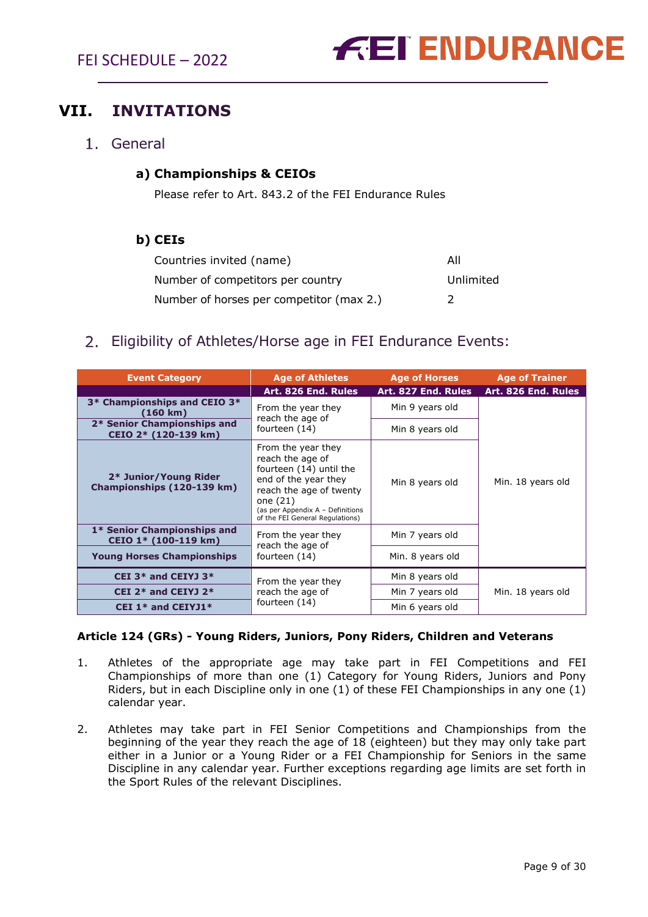# VII. INVITATIONS

## 1. General

### a) Championships & CEIOs

Please refer to Art. 843.2 of the FEI Endurance Rules

### b) CEIs

| | |
|---|---|
| Countries invited (name) | All |
| Number of competitors per country | Unlimited |
| Number of horses per competitor (max 2.) | 2 |

## 2. Eligibility of Athletes/Horse age in FEI Endurance Events:

| Event Category | Age of Athletes | Age of Horses | Age of Trainer |
|---|---|---|---|
| | Art. 826 End. Rules | Art. 827 End. Rules | Art. 826 End. Rules |
| **3* Championships and CEIO 3* (160 km)** | From the year they reach the age of fourteen (14) | Min 9 years old | Min. 18 years old |
| **2* Senior Championships and CEIO 2* (120-139 km)** | | Min 8 years old | |
| **2* Junior/Young Rider Championships (120-139 km)** | From the year they reach the age of fourteen (14) until the end of the year they reach the age of twenty one (21) (as per Appendix A – Definitions of the FEI General Regulations) | Min 8 years old | |
| **1* Senior Championships and CEIO 1* (100-119 km)** | From the year they reach the age of fourteen (14) | Min 7 years old | |
| **Young Horses Championships** | | Min. 8 years old | |
| **CEI 3* and CEIYJ 3*** | From the year they reach the age of fourteen (14) | Min 8 years old | Min. 18 years old |
| **CEI 2* and CEIYJ 2*** | | Min 7 years old | |
| **CEI 1* and CEIYJ1*** | | Min 6 years old | |

**Article 124 (GRs) - Young Riders, Juniors, Pony Riders, Children and Veterans**

1. Athletes of the appropriate age may take part in FEI Competitions and FEI Championships of more than one (1) Category for Young Riders, Juniors and Pony Riders, but in each Discipline only in one (1) of these FEI Championships in any one (1) calendar year.

2. Athletes may take part in FEI Senior Competitions and Championships from the beginning of the year they reach the age of 18 (eighteen) but they may only take part either in a Junior or a Young Rider or a FEI Championship for Seniors in the same Discipline in any calendar year. Further exceptions regarding age limits are set forth in the Sport Rules of the relevant Disciplines.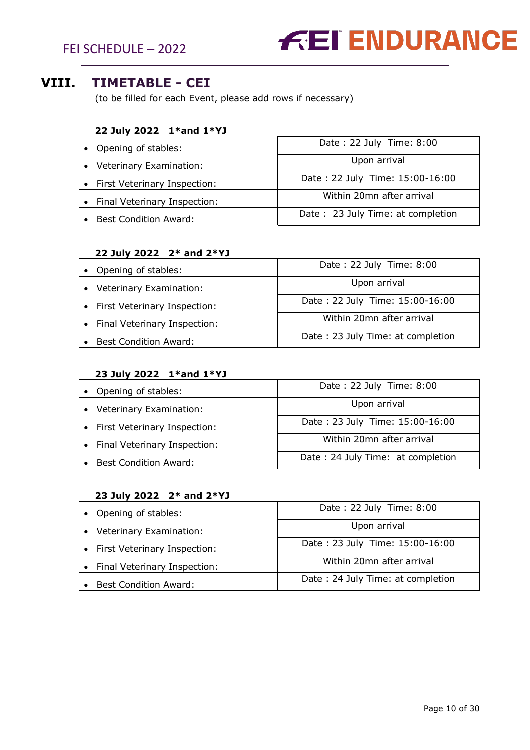## VIII. TIMETABLE - CEI

(to be filled for each Event, please add rows if necessary)

**22 July 2022 1*and 1*YJ**

| | |
|---|---|
| • Opening of stables: | Date : 22 July Time: 8:00 |
| • Veterinary Examination: | Upon arrival |
| • First Veterinary Inspection: | Date : 22 July Time: 15:00-16:00 |
| • Final Veterinary Inspection: | Within 20mn after arrival |
| • Best Condition Award: | Date : 23 July Time: at completion |

**22 July 2022 2* and 2*YJ**

| | |
|---|---|
| • Opening of stables: | Date : 22 July Time: 8:00 |
| • Veterinary Examination: | Upon arrival |
| • First Veterinary Inspection: | Date : 22 July Time: 15:00-16:00 |
| • Final Veterinary Inspection: | Within 20mn after arrival |
| • Best Condition Award: | Date : 23 July Time: at completion |

**23 July 2022 1*and 1*YJ**

| | |
|---|---|
| • Opening of stables: | Date : 22 July Time: 8:00 |
| • Veterinary Examination: | Upon arrival |
| • First Veterinary Inspection: | Date : 23 July Time: 15:00-16:00 |
| • Final Veterinary Inspection: | Within 20mn after arrival |
| • Best Condition Award: | Date : 24 July Time: at completion |

**23 July 2022 2* and 2*YJ**

| | |
|---|---|
| • Opening of stables: | Date : 22 July Time: 8:00 |
| • Veterinary Examination: | Upon arrival |
| • First Veterinary Inspection: | Date : 23 July Time: 15:00-16:00 |
| • Final Veterinary Inspection: | Within 20mn after arrival |
| • Best Condition Award: | Date : 24 July Time: at completion |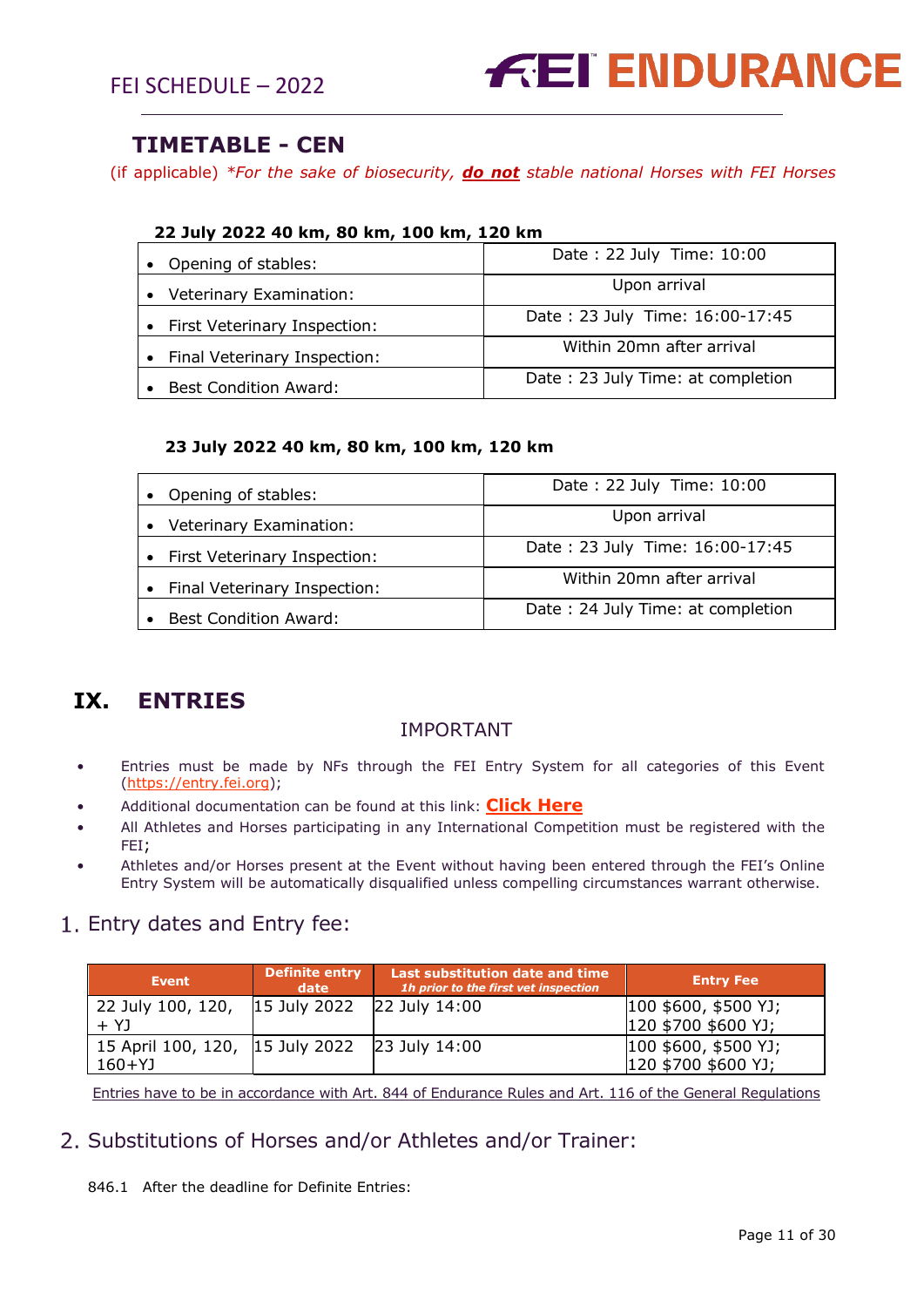## TIMETABLE - CEN

(if applicable) *\*For the sake of biosecurity, **do not** stable national Horses with FEI Horses*

**22 July 2022 40 km, 80 km, 100 km, 120 km**

| | |
|---|---|
| • Opening of stables: | Date : 22 July Time: 10:00 |
| • Veterinary Examination: | Upon arrival |
| • First Veterinary Inspection: | Date : 23 July Time: 16:00-17:45 |
| • Final Veterinary Inspection: | Within 20mn after arrival |
| • Best Condition Award: | Date : 23 July Time: at completion |

**23 July 2022 40 km, 80 km, 100 km, 120 km**

| | |
|---|---|
| • Opening of stables: | Date : 22 July Time: 10:00 |
| • Veterinary Examination: | Upon arrival |
| • First Veterinary Inspection: | Date : 23 July Time: 16:00-17:45 |
| • Final Veterinary Inspection: | Within 20mn after arrival |
| • Best Condition Award: | Date : 24 July Time: at completion |

# IX. ENTRIES

IMPORTANT

- Entries must be made by NFs through the FEI Entry System for all categories of this Event (https://entry.fei.org);
- Additional documentation can be found at this link: **Click Here**
- All Athletes and Horses participating in any International Competition must be registered with the FEI;
- Athletes and/or Horses present at the Event without having been entered through the FEI's Online Entry System will be automatically disqualified unless compelling circumstances warrant otherwise.

## 1. Entry dates and Entry fee:

| Event | Definite entry date | Last substitution date and time *1h prior to the first vet inspection* | Entry Fee |
|---|---|---|---|
| 22 July 100, 120, + YJ | 15 July 2022 | 22 July 14:00 | 100 $600, $500 YJ; 120 $700 $600 YJ; |
| 15 April 100, 120, 160+YJ | 15 July 2022 | 23 July 14:00 | 100 $600, $500 YJ; 120 $700 $600 YJ; |

Entries have to be in accordance with Art. 844 of Endurance Rules and Art. 116 of the General Regulations

## 2. Substitutions of Horses and/or Athletes and/or Trainer:

846.1 After the deadline for Definite Entries: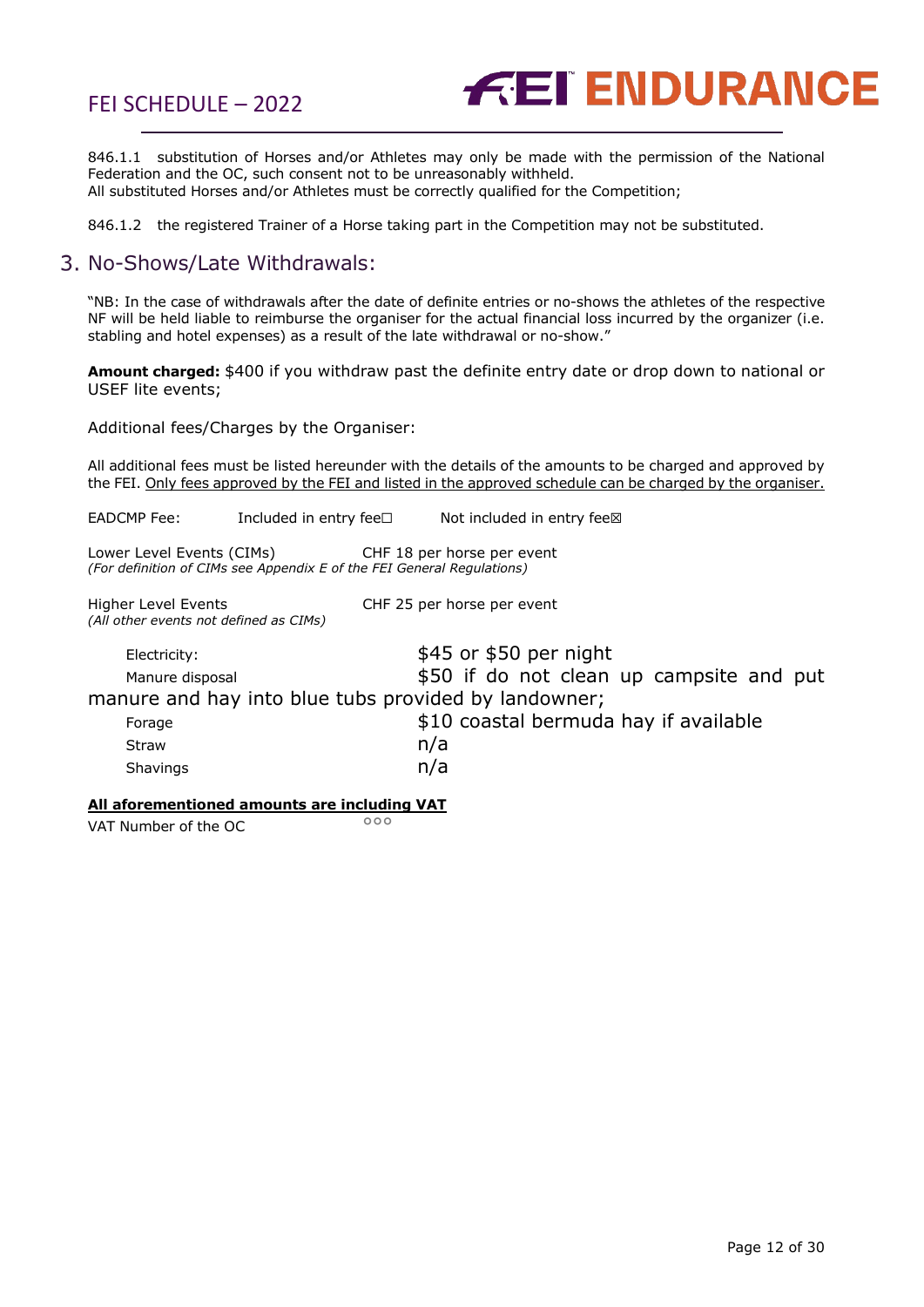846.1.1 substitution of Horses and/or Athletes may only be made with the permission of the National Federation and the OC, such consent not to be unreasonably withheld.
All substituted Horses and/or Athletes must be correctly qualified for the Competition;

846.1.2 the registered Trainer of a Horse taking part in the Competition may not be substituted.

## 3. No-Shows/Late Withdrawals:

"NB: In the case of withdrawals after the date of definite entries or no-shows the athletes of the respective NF will be held liable to reimburse the organiser for the actual financial loss incurred by the organizer (i.e. stabling and hotel expenses) as a result of the late withdrawal or no-show."

**Amount charged:** $400 if you withdraw past the definite entry date or drop down to national or USEF lite events;

Additional fees/Charges by the Organiser:

All additional fees must be listed hereunder with the details of the amounts to be charged and approved by the FEI. Only fees approved by the FEI and listed in the approved schedule can be charged by the organiser.

EADCMP Fee: Included in entry fee☐ Not included in entry fee☒

Lower Level Events (CIMs) CHF 18 per horse per event
*(For definition of CIMs see Appendix E of the FEI General Regulations)*

Higher Level Events CHF 25 per horse per event
*(All other events not defined as CIMs)*

Electricity: $45 or $50 per night
Manure disposal $50 if do not clean up campsite and put manure and hay into blue tubs provided by landowner;
Forage $10 coastal bermuda hay if available
Straw n/a
Shavings n/a

**All aforementioned amounts are including VAT**
VAT Number of the OC ○○○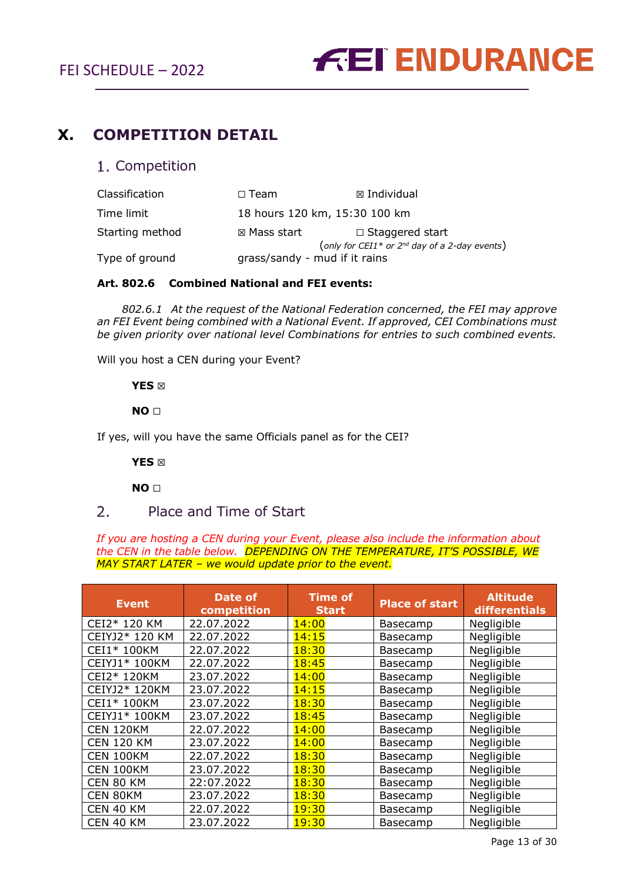# X. COMPETITION DETAIL

## 1. Competition

| | | |
|---|---|---|
| Classification | ☐ Team | ☒ Individual |
| Time limit | 18 hours 120 km, 15:30 100 km | |
| Starting method | ☒ Mass start | ☐ Staggered start (*only for CEI1\* or 2nd day of a 2-day events*) |
| Type of ground | grass/sandy - mud if it rains | |

**Art. 802.6 Combined National and FEI events:**

*802.6.1 At the request of the National Federation concerned, the FEI may approve an FEI Event being combined with a National Event. If approved, CEI Combinations must be given priority over national level Combinations for entries to such combined events.*

Will you host a CEN during your Event?

**YES** ☒

**NO** ☐

If yes, will you have the same Officials panel as for the CEI?

**YES** ☒

**NO** ☐

## 2. Place and Time of Start

*If you are hosting a CEN during your Event, please also include the information about the CEN in the table below. DEPENDING ON THE TEMPERATURE, IT'S POSSIBLE, WE MAY START LATER – we would update prior to the event.*

| Event | Date of competition | Time of Start | Place of start | Altitude differentials |
|---|---|---|---|---|
| CEI2* 120 KM | 22.07.2022 | 14:00 | Basecamp | Negligible |
| CEIYJ2* 120 KM | 22.07.2022 | 14:15 | Basecamp | Negligible |
| CEI1* 100KM | 22.07.2022 | 18:30 | Basecamp | Negligible |
| CEIYJ1* 100KM | 22.07.2022 | 18:45 | Basecamp | Negligible |
| CEI2* 120KM | 23.07.2022 | 14:00 | Basecamp | Negligible |
| CEIYJ2* 120KM | 23.07.2022 | 14:15 | Basecamp | Negligible |
| CEI1* 100KM | 23.07.2022 | 18:30 | Basecamp | Negligible |
| CEIYJ1* 100KM | 23.07.2022 | 18:45 | Basecamp | Negligible |
| CEN 120KM | 22.07.2022 | 14:00 | Basecamp | Negligible |
| CEN 120 KM | 23.07.2022 | 14:00 | Basecamp | Negligible |
| CEN 100KM | 22.07.2022 | 18:30 | Basecamp | Negligible |
| CEN 100KM | 23.07.2022 | 18:30 | Basecamp | Negligible |
| CEN 80 KM | 22:07.2022 | 18:30 | Basecamp | Negligible |
| CEN 80KM | 23.07.2022 | 18:30 | Basecamp | Negligible |
| CEN 40 KM | 22.07.2022 | 19:30 | Basecamp | Negligible |
| CEN 40 KM | 23.07.2022 | 19:30 | Basecamp | Negligible |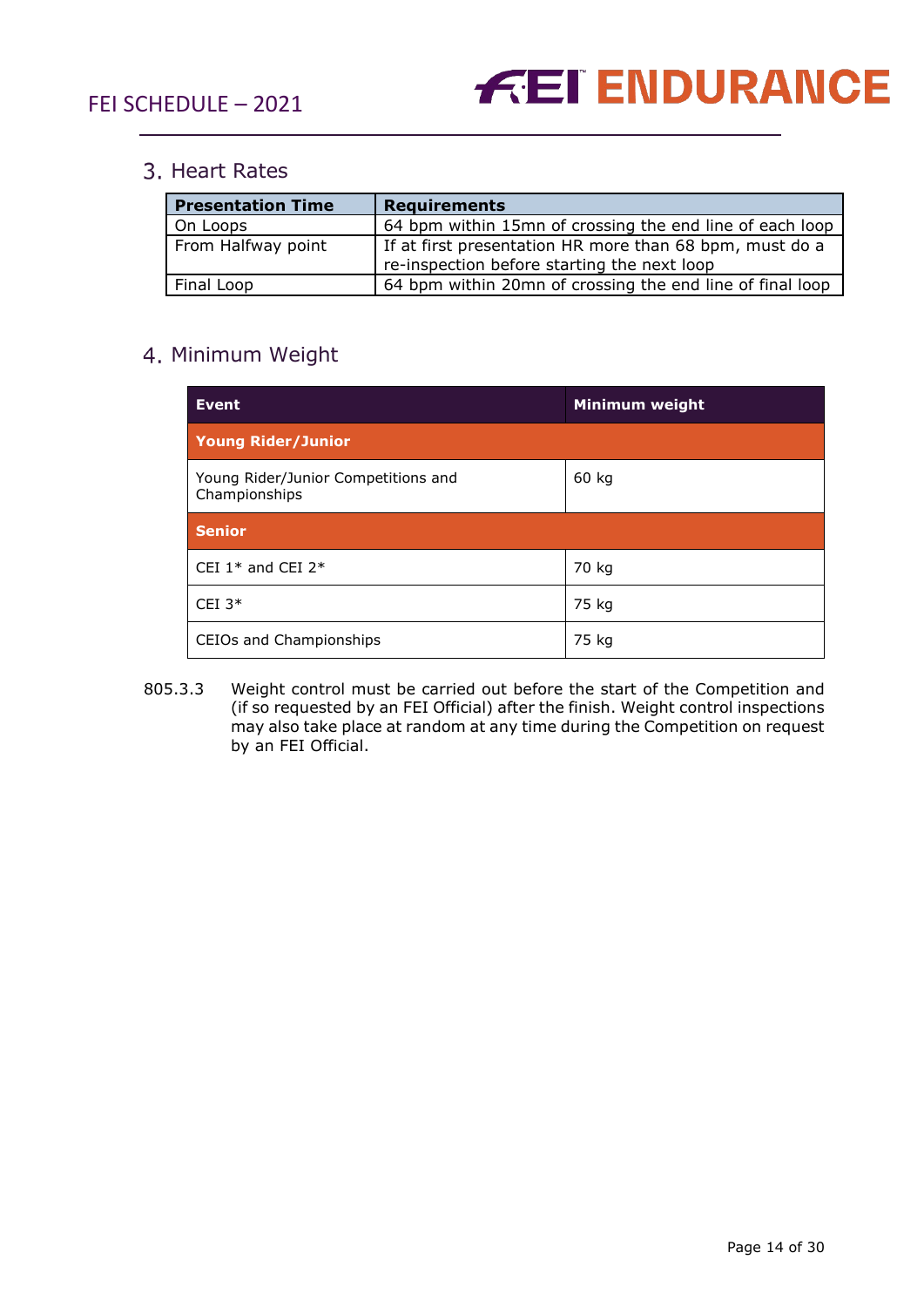## 3. Heart Rates

| Presentation Time | Requirements |
|---|---|
| On Loops | 64 bpm within 15mn of crossing the end line of each loop |
| From Halfway point | If at first presentation HR more than 68 bpm, must do a re-inspection before starting the next loop |
| Final Loop | 64 bpm within 20mn of crossing the end line of final loop |

## 4. Minimum Weight

| Event | Minimum weight |
|---|---|
| **Young Rider/Junior** | |
| Young Rider/Junior Competitions and Championships | 60 kg |
| **Senior** | |
| CEI 1* and CEI 2* | 70 kg |
| CEI 3* | 75 kg |
| CEIOs and Championships | 75 kg |

805.3.3 Weight control must be carried out before the start of the Competition and (if so requested by an FEI Official) after the finish. Weight control inspections may also take place at random at any time during the Competition on request by an FEI Official.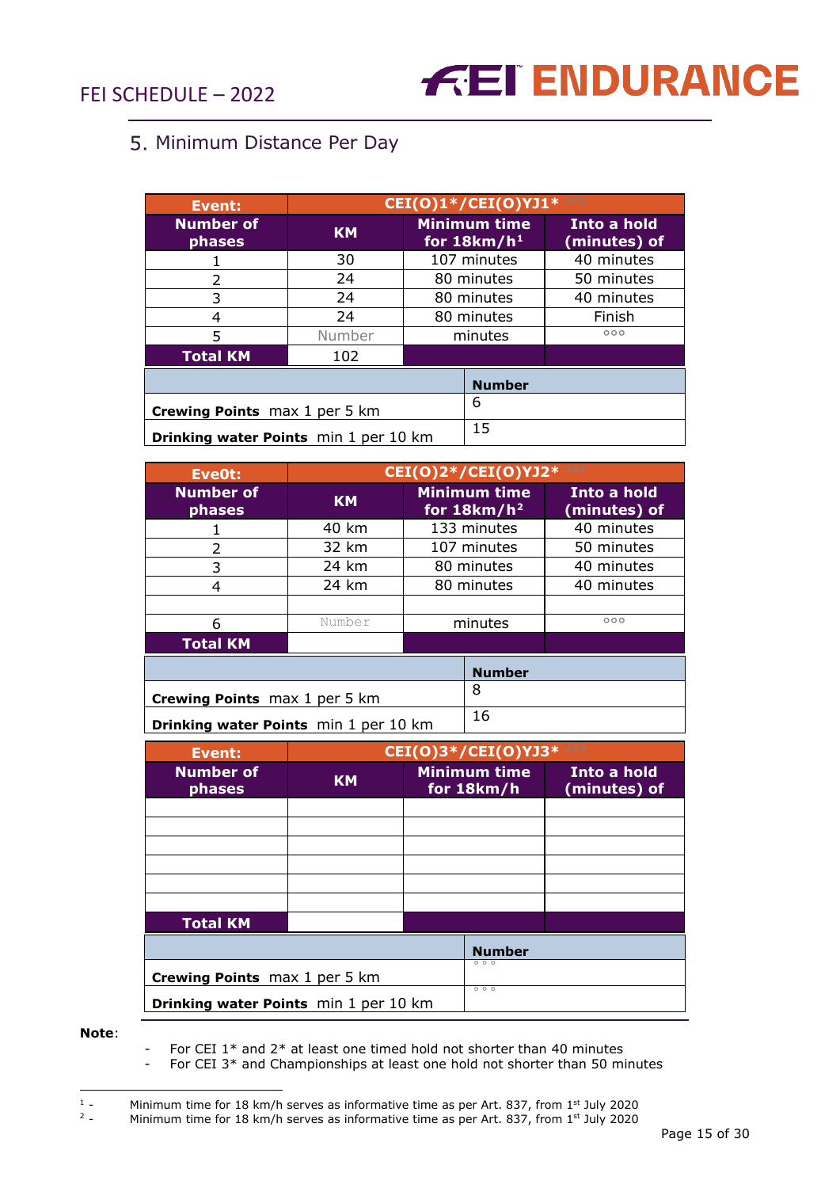## 5. Minimum Distance Per Day

| Event: | CEI(O)1*/CEI(O)YJ1* ○○○ | | |
|---|---|---|---|
| Number of phases | KM | Minimum time for 18km/h[1] | Into a hold (minutes) of |
| 1 | 30 | 107 minutes | 40 minutes |
| 2 | 24 | 80 minutes | 50 minutes |
| 3 | 24 | 80 minutes | 40 minutes |
| 4 | 24 | 80 minutes | Finish |
| 5 | Number | minutes | ○○○ |
| Total KM | 102 | | |

| | Number |
|---|---|
| Crewing Points max 1 per 5 km | 6 |
| Drinking water Points min 1 per 10 km | 15 |

| Eve0t: | CEI(O)2*/CEI(O)YJ2* ○○○ | | |
|---|---|---|---|
| Number of phases | KM | Minimum time for 18km/h[2] | Into a hold (minutes) of |
| 1 | 40 km | 133 minutes | 40 minutes |
| 2 | 32 km | 107 minutes | 50 minutes |
| 3 | 24 km | 80 minutes | 40 minutes |
| 4 | 24 km | 80 minutes | 40 minutes |
| | | | |
| 6 | Number | minutes | ○○○ |
| Total KM | | | |

| | Number |
|---|---|
| Crewing Points max 1 per 5 km | 8 |
| Drinking water Points min 1 per 10 km | 16 |

| Event: | CEI(O)3*/CEI(O)YJ3* ○○○ | | |
|---|---|---|---|
| Number of phases | KM | Minimum time for 18km/h | Into a hold (minutes) of |
| | | | |
| | | | |
| | | | |
| | | | |
| | | | |
| | | | |
| Total KM | | | |

| | Number |
|---|---|
| Crewing Points max 1 per 5 km | ○○○ |
| Drinking water Points min 1 per 10 km | ○○○ |

**Note**:

- For CEI 1* and 2* at least one timed hold not shorter than 40 minutes
- For CEI 3* and Championships at least one hold not shorter than 50 minutes

[1] - Minimum time for 18 km/h serves as informative time as per Art. 837, from 1st July 2020

[2] - Minimum time for 18 km/h serves as informative time as per Art. 837, from 1st July 2020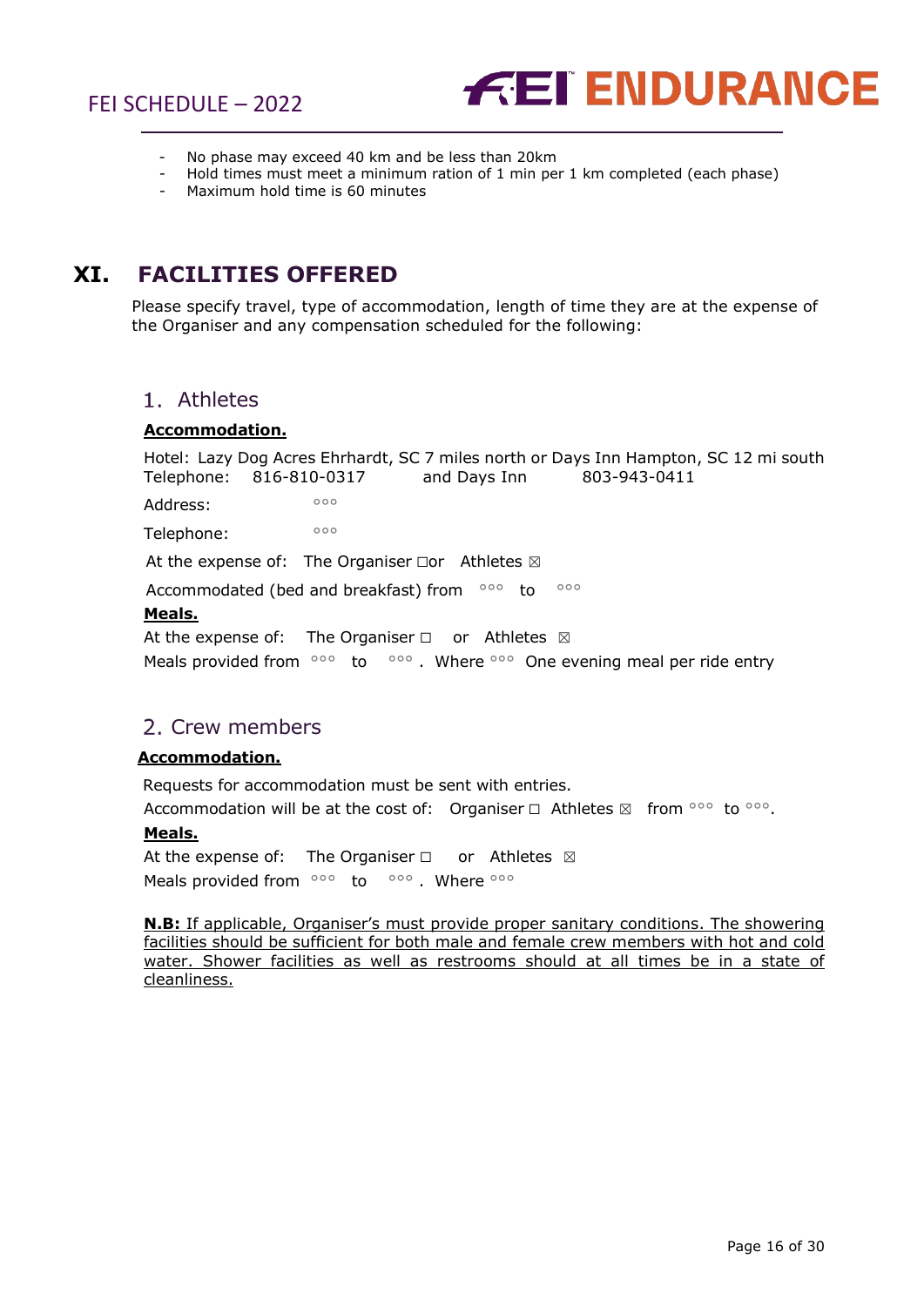- No phase may exceed 40 km and be less than 20km
- Hold times must meet a minimum ration of 1 min per 1 km completed (each phase)
- Maximum hold time is 60 minutes

# XI. FACILITIES OFFERED

Please specify travel, type of accommodation, length of time they are at the expense of the Organiser and any compensation scheduled for the following:

## 1. Athletes

**Accommodation.**

Hotel: Lazy Dog Acres Ehrhardt, SC 7 miles north or Days Inn Hampton, SC 12 mi south
Telephone: 816-810-0317 and Days Inn 803-943-0411

Address: °°°

Telephone: °°°

At the expense of: The Organiser ☐or Athletes ☒

Accommodated (bed and breakfast) from °°° to °°°

**Meals.**

At the expense of: The Organiser ☐ or Athletes ☒

Meals provided from °°° to °°° . Where °°° One evening meal per ride entry

## 2. Crew members

**Accommodation.**

Requests for accommodation must be sent with entries.

Accommodation will be at the cost of: Organiser ☐ Athletes ☒ from °°° to °°°.

**Meals.**

At the expense of: The Organiser ☐ or Athletes ☒

Meals provided from °°° to °°° . Where °°°

**N.B:** If applicable, Organiser's must provide proper sanitary conditions. The showering facilities should be sufficient for both male and female crew members with hot and cold water. Shower facilities as well as restrooms should at all times be in a state of cleanliness.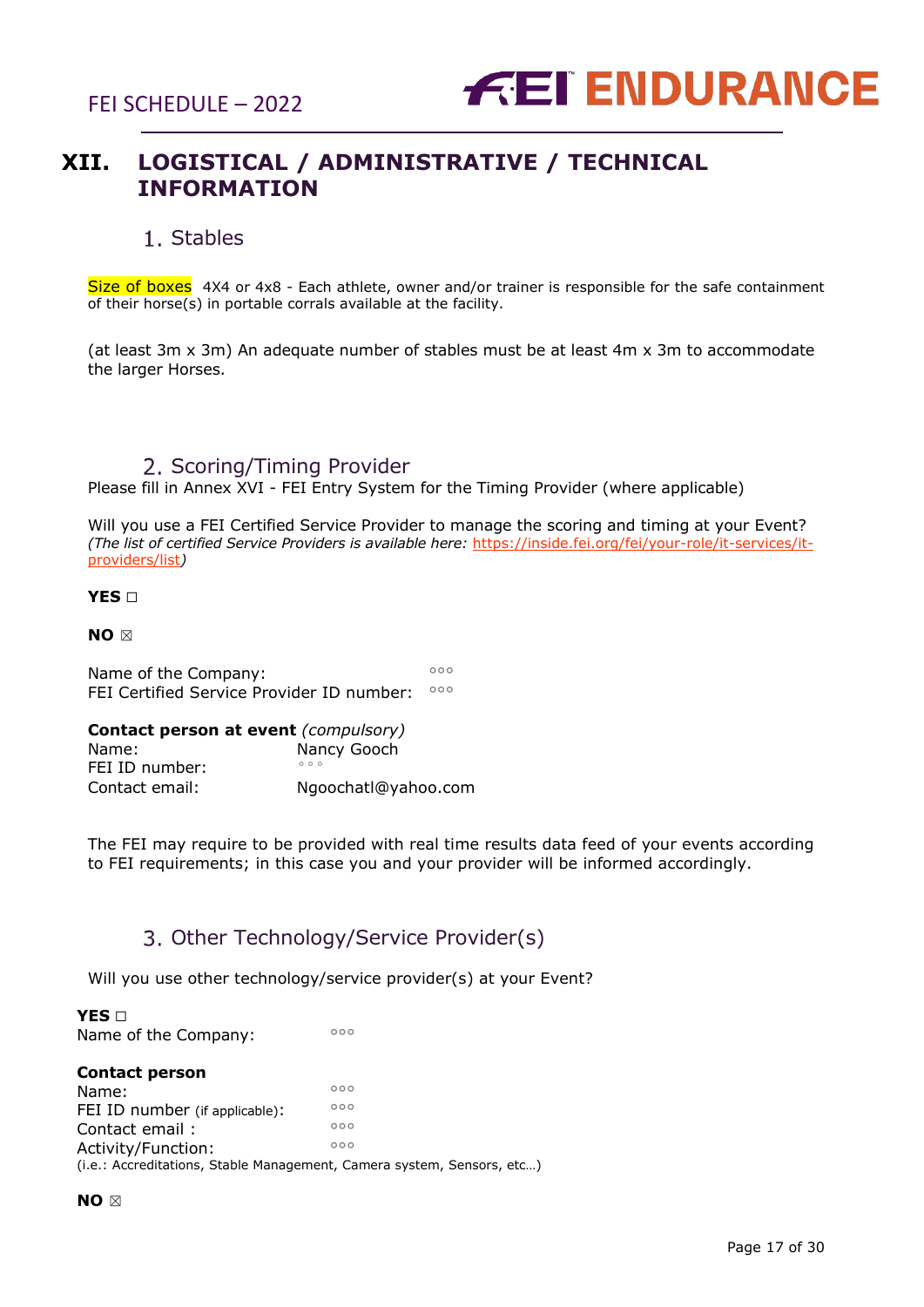# XII. LOGISTICAL / ADMINISTRATIVE / TECHNICAL INFORMATION

## 1. Stables

Size of boxes 4X4 or 4x8 - Each athlete, owner and/or trainer is responsible for the safe containment of their horse(s) in portable corrals available at the facility.

(at least 3m x 3m) An adequate number of stables must be at least 4m x 3m to accommodate the larger Horses.

## 2. Scoring/Timing Provider

Please fill in Annex XVI - FEI Entry System for the Timing Provider (where applicable)

Will you use a FEI Certified Service Provider to manage the scoring and timing at your Event?
*(The list of certified Service Providers is available here: https://inside.fei.org/fei/your-role/it-services/it-providers/list)*

**YES** ☐

**NO** ☒

Name of the Company: °°°
FEI Certified Service Provider ID number: °°°

**Contact person at event** *(compulsory)*
Name: Nancy Gooch
FEI ID number: °°°
Contact email: Ngoochatl@yahoo.com

The FEI may require to be provided with real time results data feed of your events according to FEI requirements; in this case you and your provider will be informed accordingly.

## 3. Other Technology/Service Provider(s)

Will you use other technology/service provider(s) at your Event?

**YES** ☐
Name of the Company: °°°

**Contact person**
Name: °°°
FEI ID number (if applicable): °°°
Contact email : °°°
Activity/Function: °°°
(i.e.: Accreditations, Stable Management, Camera system, Sensors, etc…)

**NO** ☒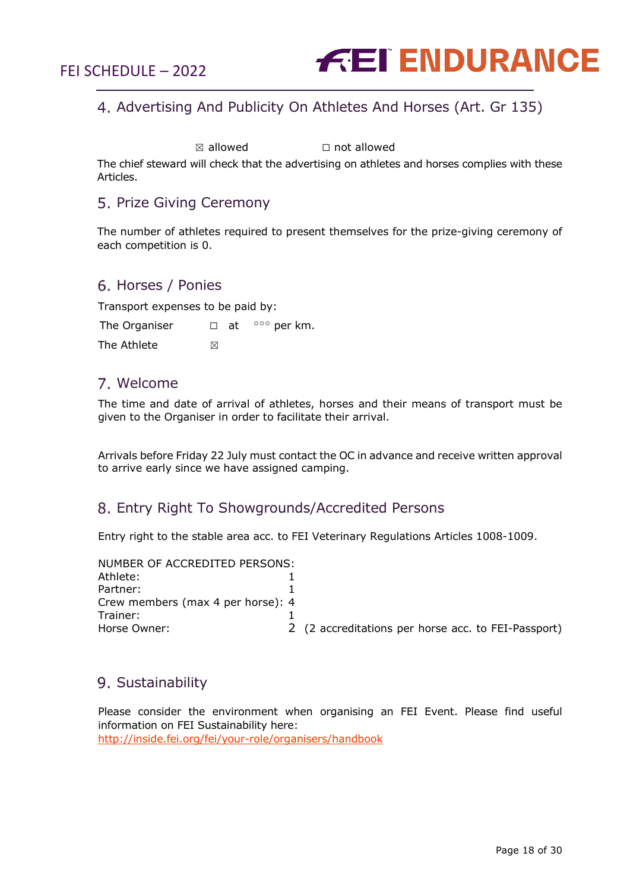## 4. Advertising And Publicity On Athletes And Horses (Art. Gr 135)

☒ allowed ☐ not allowed

The chief steward will check that the advertising on athletes and horses complies with these Articles.

## 5. Prize Giving Ceremony

The number of athletes required to present themselves for the prize-giving ceremony of each competition is 0.

## 6. Horses / Ponies

Transport expenses to be paid by:

| | |
|---|---|
| The Organiser | ☐ at °°° per km. |
| The Athlete | ☒ |

## 7. Welcome

The time and date of arrival of athletes, horses and their means of transport must be given to the Organiser in order to facilitate their arrival.

Arrivals before Friday 22 July must contact the OC in advance and receive written approval to arrive early since we have assigned camping.

## 8. Entry Right To Showgrounds/Accredited Persons

Entry right to the stable area acc. to FEI Veterinary Regulations Articles 1008-1009.

NUMBER OF ACCREDITED PERSONS:

| | | |
|---|---|---|
| Athlete: | 1 | |
| Partner: | 1 | |
| Crew members (max 4 per horse): | 4 | |
| Trainer: | 1 | |
| Horse Owner: | 2 | (2 accreditations per horse acc. to FEI-Passport) |

## 9. Sustainability

Please consider the environment when organising an FEI Event. Please find useful information on FEI Sustainability here:
[http://inside.fei.org/fei/your-role/organisers/handbook](http://inside.fei.org/fei/your-role/organisers/handbook)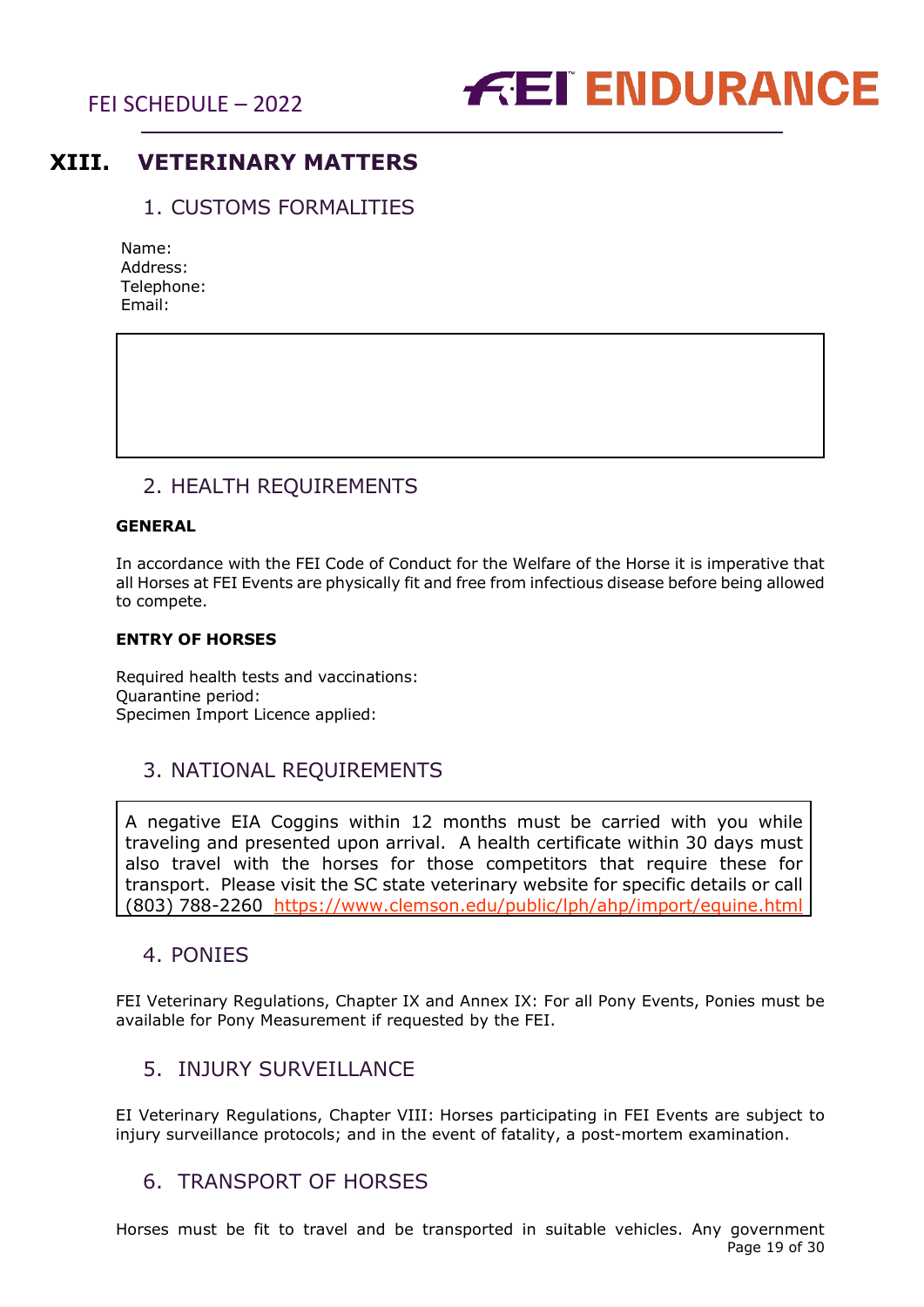## XIII. VETERINARY MATTERS

### 1. CUSTOMS FORMALITIES

Name:
Address:
Telephone:
Email:

### 2. HEALTH REQUIREMENTS

**GENERAL**

In accordance with the FEI Code of Conduct for the Welfare of the Horse it is imperative that all Horses at FEI Events are physically fit and free from infectious disease before being allowed to compete.

**ENTRY OF HORSES**

Required health tests and vaccinations:
Quarantine period:
Specimen Import Licence applied:

### 3. NATIONAL REQUIREMENTS

A negative EIA Coggins within 12 months must be carried with you while traveling and presented upon arrival. A health certificate within 30 days must also travel with the horses for those competitors that require these for transport. Please visit the SC state veterinary website for specific details or call (803) 788-2260 https://www.clemson.edu/public/lph/ahp/import/equine.html

### 4. PONIES

FEI Veterinary Regulations, Chapter IX and Annex IX: For all Pony Events, Ponies must be available for Pony Measurement if requested by the FEI.

### 5. INJURY SURVEILLANCE

EI Veterinary Regulations, Chapter VIII: Horses participating in FEI Events are subject to injury surveillance protocols; and in the event of fatality, a post-mortem examination.

### 6. TRANSPORT OF HORSES

Horses must be fit to travel and be transported in suitable vehicles. Any government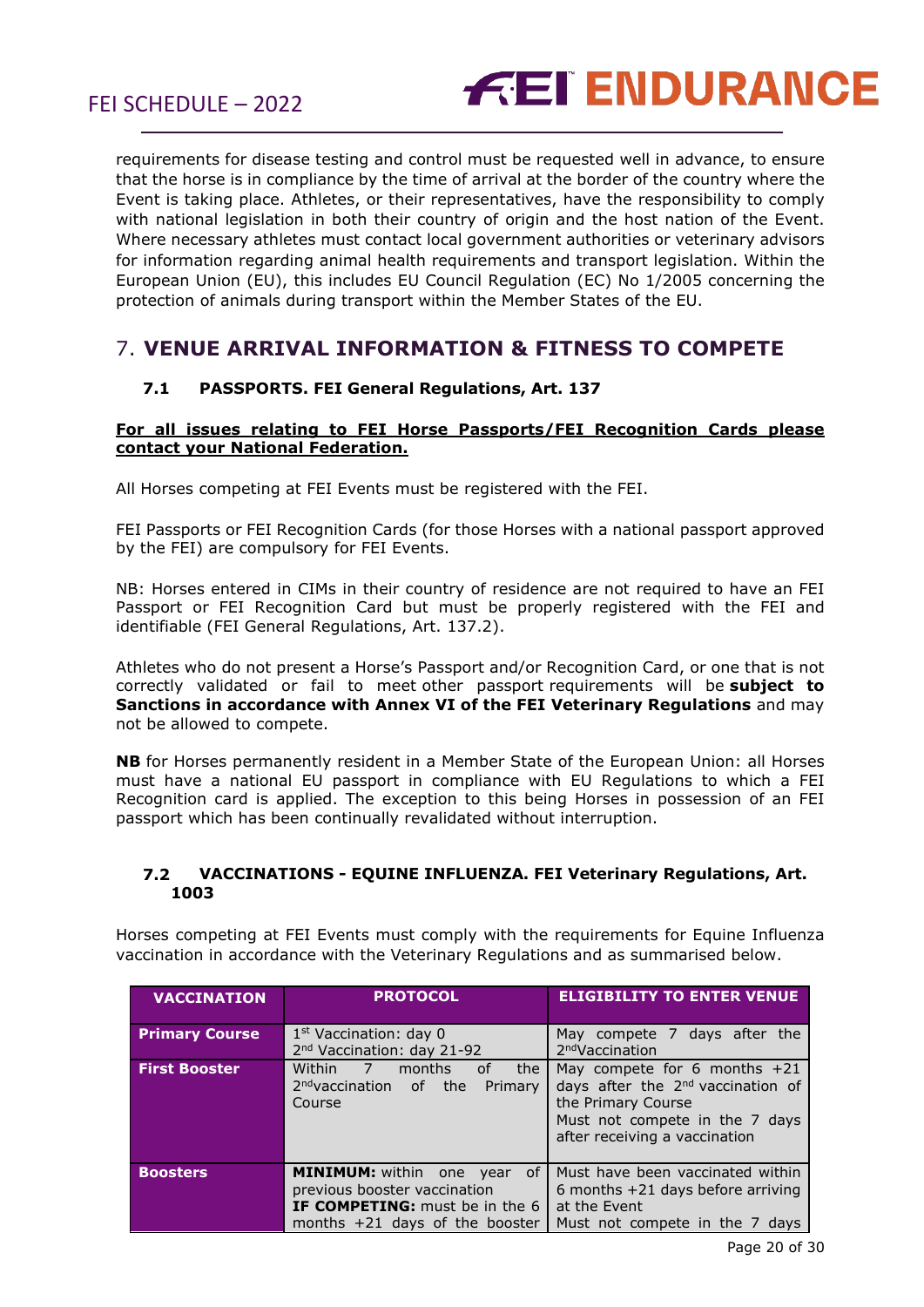requirements for disease testing and control must be requested well in advance, to ensure that the horse is in compliance by the time of arrival at the border of the country where the Event is taking place. Athletes, or their representatives, have the responsibility to comply with national legislation in both their country of origin and the host nation of the Event. Where necessary athletes must contact local government authorities or veterinary advisors for information regarding animal health requirements and transport legislation. Within the European Union (EU), this includes EU Council Regulation (EC) No 1/2005 concerning the protection of animals during transport within the Member States of the EU.

## 7. VENUE ARRIVAL INFORMATION & FITNESS TO COMPETE

### 7.1 PASSPORTS. FEI General Regulations, Art. 137

**For all issues relating to FEI Horse Passports/FEI Recognition Cards please contact your National Federation.**

All Horses competing at FEI Events must be registered with the FEI.

FEI Passports or FEI Recognition Cards (for those Horses with a national passport approved by the FEI) are compulsory for FEI Events.

NB: Horses entered in CIMs in their country of residence are not required to have an FEI Passport or FEI Recognition Card but must be properly registered with the FEI and identifiable (FEI General Regulations, Art. 137.2).

Athletes who do not present a Horse's Passport and/or Recognition Card, or one that is not correctly validated or fail to meet other passport requirements will be **subject to Sanctions in accordance with Annex VI of the FEI Veterinary Regulations** and may not be allowed to compete.

**NB** for Horses permanently resident in a Member State of the European Union: all Horses must have a national EU passport in compliance with EU Regulations to which a FEI Recognition card is applied. The exception to this being Horses in possession of an FEI passport which has been continually revalidated without interruption.

### 7.2 VACCINATIONS - EQUINE INFLUENZA. FEI Veterinary Regulations, Art. 1003

Horses competing at FEI Events must comply with the requirements for Equine Influenza vaccination in accordance with the Veterinary Regulations and as summarised below.

| VACCINATION | PROTOCOL | ELIGIBILITY TO ENTER VENUE |
|---|---|---|
| **Primary Course** | 1st Vaccination: day 0<br>2nd Vaccination: day 21-92 | May compete 7 days after the 2nd Vaccination |
| **First Booster** | Within 7 months of the 2nd vaccination of the Primary Course | May compete for 6 months +21 days after the 2nd vaccination of the Primary Course<br>Must not compete in the 7 days after receiving a vaccination |
| **Boosters** | **MINIMUM:** within one year of previous booster vaccination<br>**IF COMPETING:** must be in the 6 months +21 days of the booster | Must have been vaccinated within 6 months +21 days before arriving at the Event<br>Must not compete in the 7 days |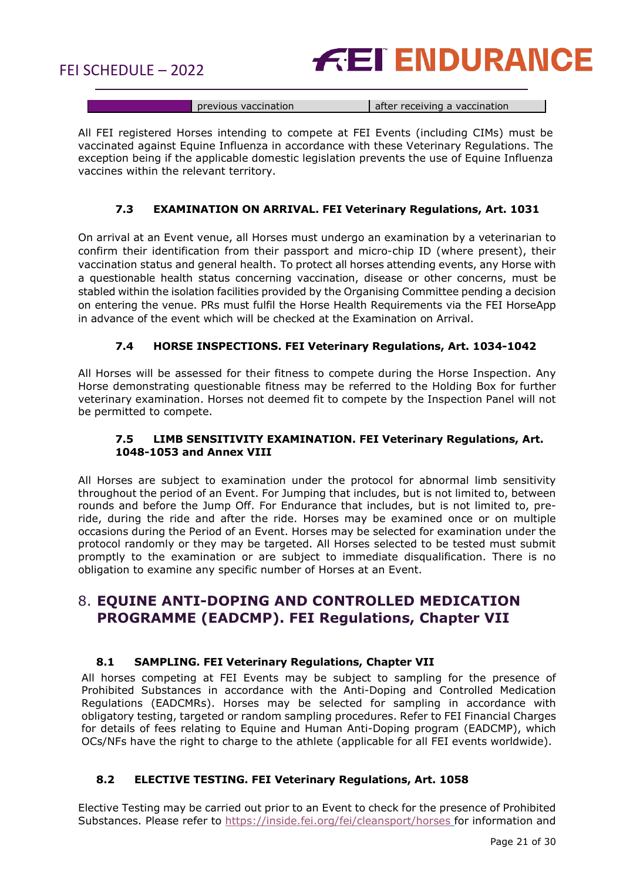| | previous vaccination | after receiving a vaccination |
|---|---|---|

All FEI registered Horses intending to compete at FEI Events (including CIMs) must be vaccinated against Equine Influenza in accordance with these Veterinary Regulations. The exception being if the applicable domestic legislation prevents the use of Equine Influenza vaccines within the relevant territory.

### 7.3 EXAMINATION ON ARRIVAL. FEI Veterinary Regulations, Art. 1031

On arrival at an Event venue, all Horses must undergo an examination by a veterinarian to confirm their identification from their passport and micro-chip ID (where present), their vaccination status and general health. To protect all horses attending events, any Horse with a questionable health status concerning vaccination, disease or other concerns, must be stabled within the isolation facilities provided by the Organising Committee pending a decision on entering the venue. PRs must fulfil the Horse Health Requirements via the FEI HorseApp in advance of the event which will be checked at the Examination on Arrival.

### 7.4 HORSE INSPECTIONS. FEI Veterinary Regulations, Art. 1034-1042

All Horses will be assessed for their fitness to compete during the Horse Inspection. Any Horse demonstrating questionable fitness may be referred to the Holding Box for further veterinary examination. Horses not deemed fit to compete by the Inspection Panel will not be permitted to compete.

### 7.5 LIMB SENSITIVITY EXAMINATION. FEI Veterinary Regulations, Art. 1048-1053 and Annex VIII

All Horses are subject to examination under the protocol for abnormal limb sensitivity throughout the period of an Event. For Jumping that includes, but is not limited to, between rounds and before the Jump Off. For Endurance that includes, but is not limited to, pre-ride, during the ride and after the ride. Horses may be examined once or on multiple occasions during the Period of an Event. Horses may be selected for examination under the protocol randomly or they may be targeted. All Horses selected to be tested must submit promptly to the examination or are subject to immediate disqualification. There is no obligation to examine any specific number of Horses at an Event.

## 8. EQUINE ANTI-DOPING AND CONTROLLED MEDICATION PROGRAMME (EADCMP). FEI Regulations, Chapter VII

### 8.1 SAMPLING. FEI Veterinary Regulations, Chapter VII

All horses competing at FEI Events may be subject to sampling for the presence of Prohibited Substances in accordance with the Anti-Doping and Controlled Medication Regulations (EADCMRs). Horses may be selected for sampling in accordance with obligatory testing, targeted or random sampling procedures. Refer to FEI Financial Charges for details of fees relating to Equine and Human Anti-Doping program (EADCMP), which OCs/NFs have the right to charge to the athlete (applicable for all FEI events worldwide).

### 8.2 ELECTIVE TESTING. FEI Veterinary Regulations, Art. 1058

Elective Testing may be carried out prior to an Event to check for the presence of Prohibited Substances. Please refer to https://inside.fei.org/fei/cleansport/horses for information and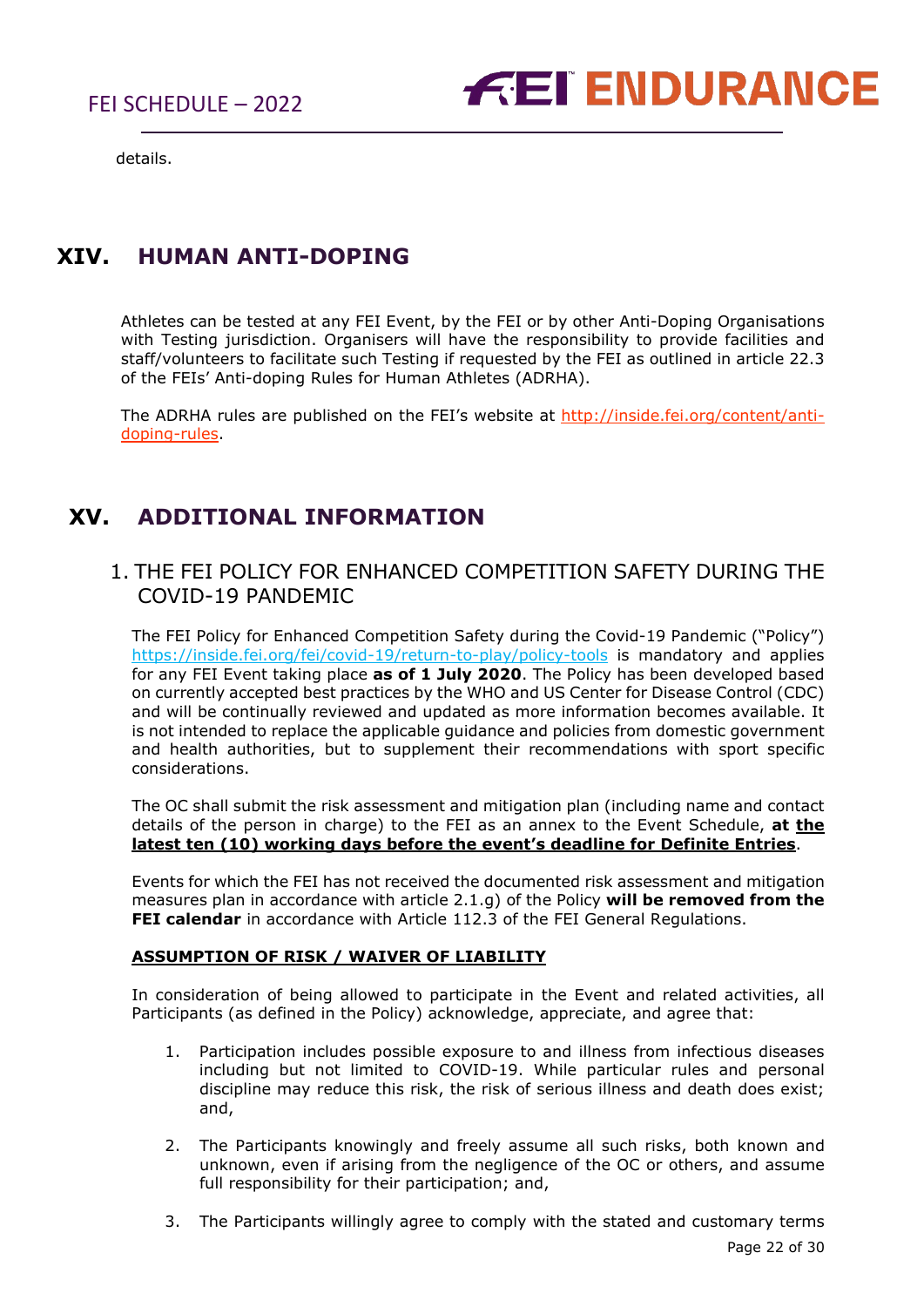details.

# XIV. HUMAN ANTI-DOPING

Athletes can be tested at any FEI Event, by the FEI or by other Anti-Doping Organisations with Testing jurisdiction. Organisers will have the responsibility to provide facilities and staff/volunteers to facilitate such Testing if requested by the FEI as outlined in article 22.3 of the FEIs' Anti-doping Rules for Human Athletes (ADRHA).

The ADRHA rules are published on the FEI's website at [http://inside.fei.org/content/anti-doping-rules](http://inside.fei.org/content/anti-doping-rules).

# XV. ADDITIONAL INFORMATION

## 1. THE FEI POLICY FOR ENHANCED COMPETITION SAFETY DURING THE COVID-19 PANDEMIC

The FEI Policy for Enhanced Competition Safety during the Covid-19 Pandemic ("Policy") [https://inside.fei.org/fei/covid-19/return-to-play/policy-tools](https://inside.fei.org/fei/covid-19/return-to-play/policy-tools) is mandatory and applies for any FEI Event taking place **as of 1 July 2020**. The Policy has been developed based on currently accepted best practices by the WHO and US Center for Disease Control (CDC) and will be continually reviewed and updated as more information becomes available. It is not intended to replace the applicable guidance and policies from domestic government and health authorities, but to supplement their recommendations with sport specific considerations.

The OC shall submit the risk assessment and mitigation plan (including name and contact details of the person in charge) to the FEI as an annex to the Event Schedule, **at <u>the latest ten (10) working days before the event's deadline for Definite Entries</u>**.

Events for which the FEI has not received the documented risk assessment and mitigation measures plan in accordance with article 2.1.g) of the Policy **will be removed from the FEI calendar** in accordance with Article 112.3 of the FEI General Regulations.

**<u>ASSUMPTION OF RISK / WAIVER OF LIABILITY</u>**

In consideration of being allowed to participate in the Event and related activities, all Participants (as defined in the Policy) acknowledge, appreciate, and agree that:

1. Participation includes possible exposure to and illness from infectious diseases including but not limited to COVID-19. While particular rules and personal discipline may reduce this risk, the risk of serious illness and death does exist; and,
2. The Participants knowingly and freely assume all such risks, both known and unknown, even if arising from the negligence of the OC or others, and assume full responsibility for their participation; and,
3. The Participants willingly agree to comply with the stated and customary terms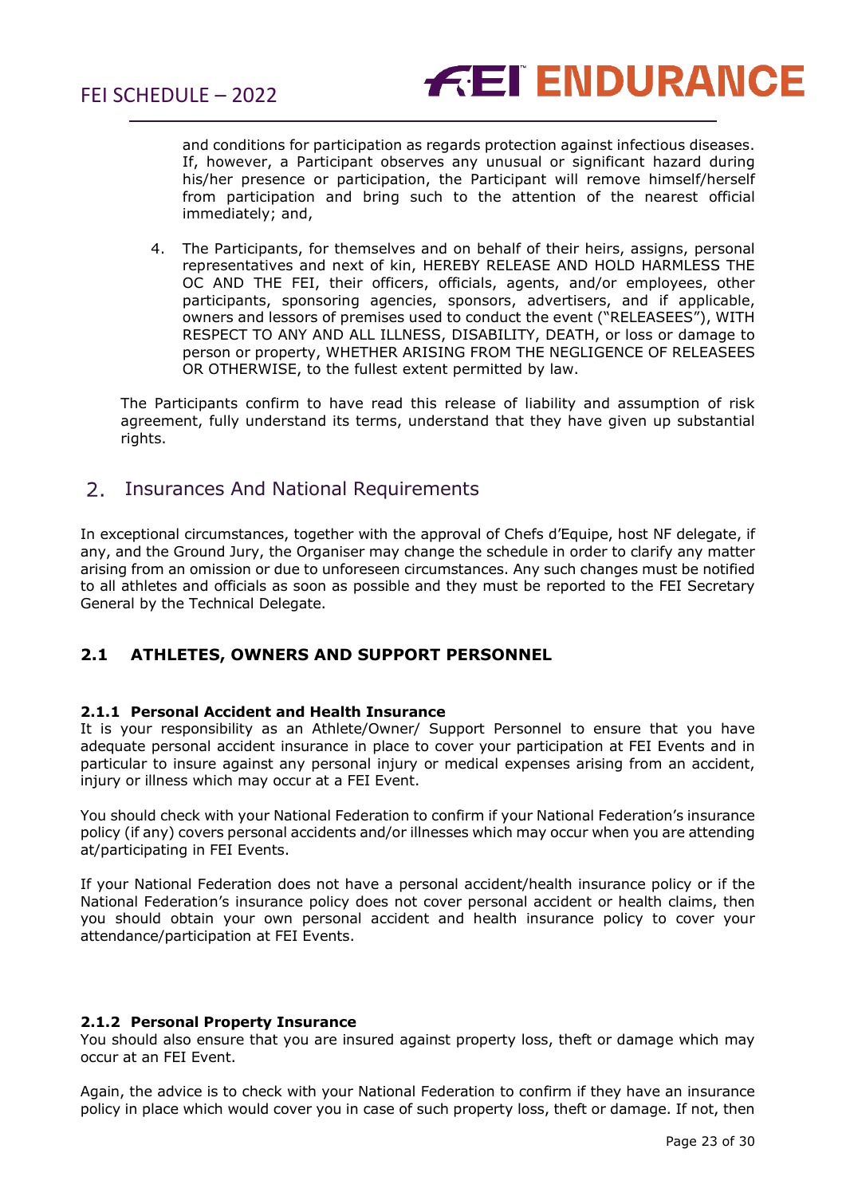and conditions for participation as regards protection against infectious diseases. If, however, a Participant observes any unusual or significant hazard during his/her presence or participation, the Participant will remove himself/herself from participation and bring such to the attention of the nearest official immediately; and,

4. The Participants, for themselves and on behalf of their heirs, assigns, personal representatives and next of kin, HEREBY RELEASE AND HOLD HARMLESS THE OC AND THE FEI, their officers, officials, agents, and/or employees, other participants, sponsoring agencies, sponsors, advertisers, and if applicable, owners and lessors of premises used to conduct the event ("RELEASEES"), WITH RESPECT TO ANY AND ALL ILLNESS, DISABILITY, DEATH, or loss or damage to person or property, WHETHER ARISING FROM THE NEGLIGENCE OF RELEASEES OR OTHERWISE, to the fullest extent permitted by law.

The Participants confirm to have read this release of liability and assumption of risk agreement, fully understand its terms, understand that they have given up substantial rights.

## 2. Insurances And National Requirements

In exceptional circumstances, together with the approval of Chefs d'Equipe, host NF delegate, if any, and the Ground Jury, the Organiser may change the schedule in order to clarify any matter arising from an omission or due to unforeseen circumstances. Any such changes must be notified to all athletes and officials as soon as possible and they must be reported to the FEI Secretary General by the Technical Delegate.

### 2.1 ATHLETES, OWNERS AND SUPPORT PERSONNEL

#### 2.1.1 Personal Accident and Health Insurance

It is your responsibility as an Athlete/Owner/ Support Personnel to ensure that you have adequate personal accident insurance in place to cover your participation at FEI Events and in particular to insure against any personal injury or medical expenses arising from an accident, injury or illness which may occur at a FEI Event.

You should check with your National Federation to confirm if your National Federation's insurance policy (if any) covers personal accidents and/or illnesses which may occur when you are attending at/participating in FEI Events.

If your National Federation does not have a personal accident/health insurance policy or if the National Federation's insurance policy does not cover personal accident or health claims, then you should obtain your own personal accident and health insurance policy to cover your attendance/participation at FEI Events.

#### 2.1.2 Personal Property Insurance

You should also ensure that you are insured against property loss, theft or damage which may occur at an FEI Event.

Again, the advice is to check with your National Federation to confirm if they have an insurance policy in place which would cover you in case of such property loss, theft or damage. If not, then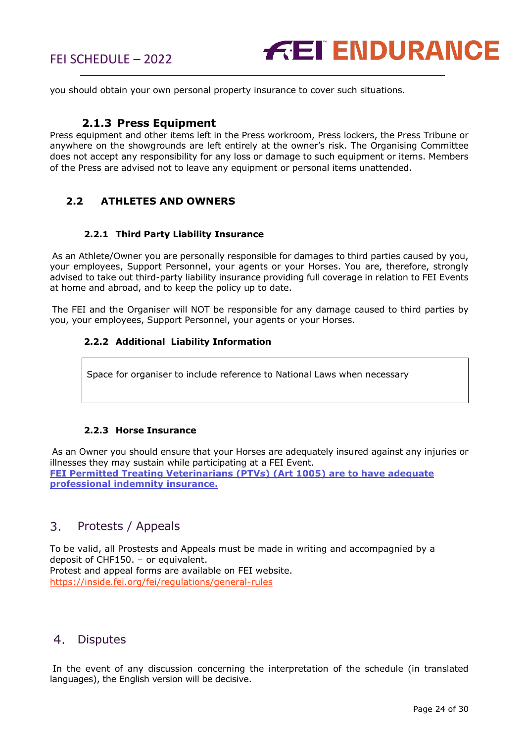you should obtain your own personal property insurance to cover such situations.

### 2.1.3 Press Equipment

Press equipment and other items left in the Press workroom, Press lockers, the Press Tribune or anywhere on the showgrounds are left entirely at the owner's risk. The Organising Committee does not accept any responsibility for any loss or damage to such equipment or items. Members of the Press are advised not to leave any equipment or personal items unattended.

## 2.2 ATHLETES AND OWNERS

### 2.2.1 Third Party Liability Insurance

As an Athlete/Owner you are personally responsible for damages to third parties caused by you, your employees, Support Personnel, your agents or your Horses. You are, therefore, strongly advised to take out third-party liability insurance providing full coverage in relation to FEI Events at home and abroad, and to keep the policy up to date.

The FEI and the Organiser will NOT be responsible for any damage caused to third parties by you, your employees, Support Personnel, your agents or your Horses.

### 2.2.2 Additional Liability Information

| Space for organiser to include reference to National Laws when necessary |
|---|

### 2.2.3 Horse Insurance

As an Owner you should ensure that your Horses are adequately insured against any injuries or illnesses they may sustain while participating at a FEI Event.
**FEI Permitted Treating Veterinarians (PTVs) (Art 1005) are to have adequate professional indemnity insurance.**

# 3. Protests / Appeals

To be valid, all Prostests and Appeals must be made in writing and accompagnied by a deposit of CHF150. – or equivalent.
Protest and appeal forms are available on FEI website.
https://inside.fei.org/fei/regulations/general-rules

# 4. Disputes

In the event of any discussion concerning the interpretation of the schedule (in translated languages), the English version will be decisive.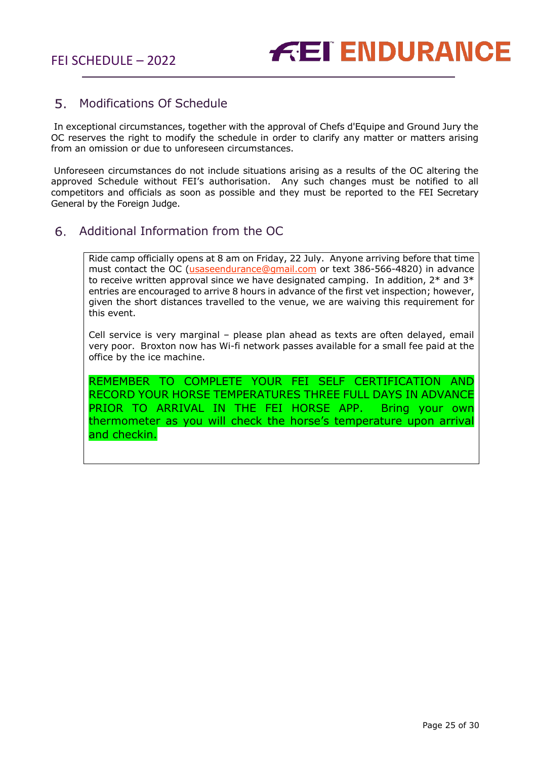## 5. Modifications Of Schedule

In exceptional circumstances, together with the approval of Chefs d'Equipe and Ground Jury the OC reserves the right to modify the schedule in order to clarify any matter or matters arising from an omission or due to unforeseen circumstances.

Unforeseen circumstances do not include situations arising as a results of the OC altering the approved Schedule without FEI's authorisation. Any such changes must be notified to all competitors and officials as soon as possible and they must be reported to the FEI Secretary General by the Foreign Judge.

## 6. Additional Information from the OC

Ride camp officially opens at 8 am on Friday, 22 July. Anyone arriving before that time must contact the OC (usaseendurance@gmail.com or text 386-566-4820) in advance to receive written approval since we have designated camping. In addition, 2* and 3* entries are encouraged to arrive 8 hours in advance of the first vet inspection; however, given the short distances travelled to the venue, we are waiving this requirement for this event.

Cell service is very marginal – please plan ahead as texts are often delayed, email very poor. Broxton now has Wi-fi network passes available for a small fee paid at the office by the ice machine.

REMEMBER TO COMPLETE YOUR FEI SELF CERTIFICATION AND RECORD YOUR HORSE TEMPERATURES THREE FULL DAYS IN ADVANCE PRIOR TO ARRIVAL IN THE FEI HORSE APP. Bring your own thermometer as you will check the horse's temperature upon arrival and checkin.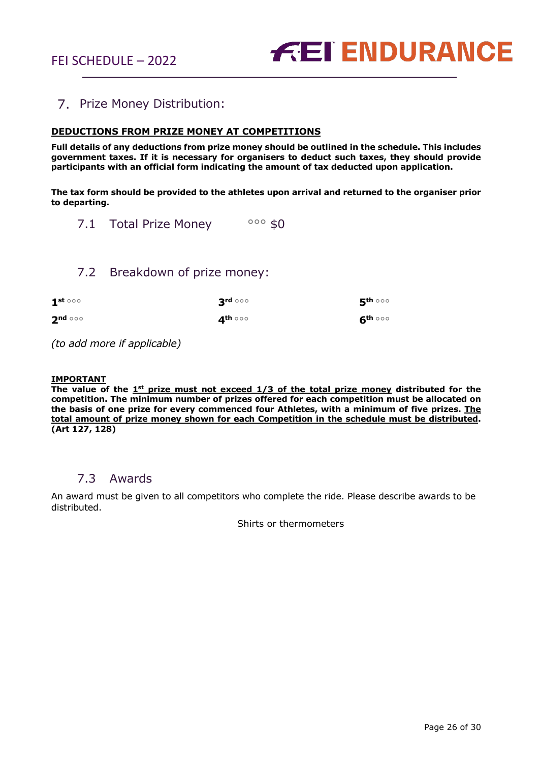## 7. Prize Money Distribution:

**<u>DEDUCTIONS FROM PRIZE MONEY AT COMPETITIONS</u>**

**Full details of any deductions from prize money should be outlined in the schedule. This includes government taxes. If it is necessary for organisers to deduct such taxes, they should provide participants with an official form indicating the amount of tax deducted upon application.**

**The tax form should be provided to the athletes upon arrival and returned to the organiser prior to departing.**

### 7.1 Total Prize Money ◦◦◦ $0

### 7.2 Breakdown of prize money:

| | | |
|---|---|---|
| **1st** ◦◦◦ | **3rd** ◦◦◦ | **5th** ◦◦◦ |
| **2nd** ◦◦◦ | **4th** ◦◦◦ | **6th** ◦◦◦ |

*(to add more if applicable)*

**<u>IMPORTANT</u>**
**The value of the <u>1st prize must not exceed 1/3 of the total prize money</u> distributed for the competition. The minimum number of prizes offered for each competition must be allocated on the basis of one prize for every commenced four Athletes, with a minimum of five prizes. <u>The total amount of prize money shown for each Competition in the schedule must be distributed</u>. (Art 127, 128)**

### 7.3 Awards

An award must be given to all competitors who complete the ride. Please describe awards to be distributed.

Shirts or thermometers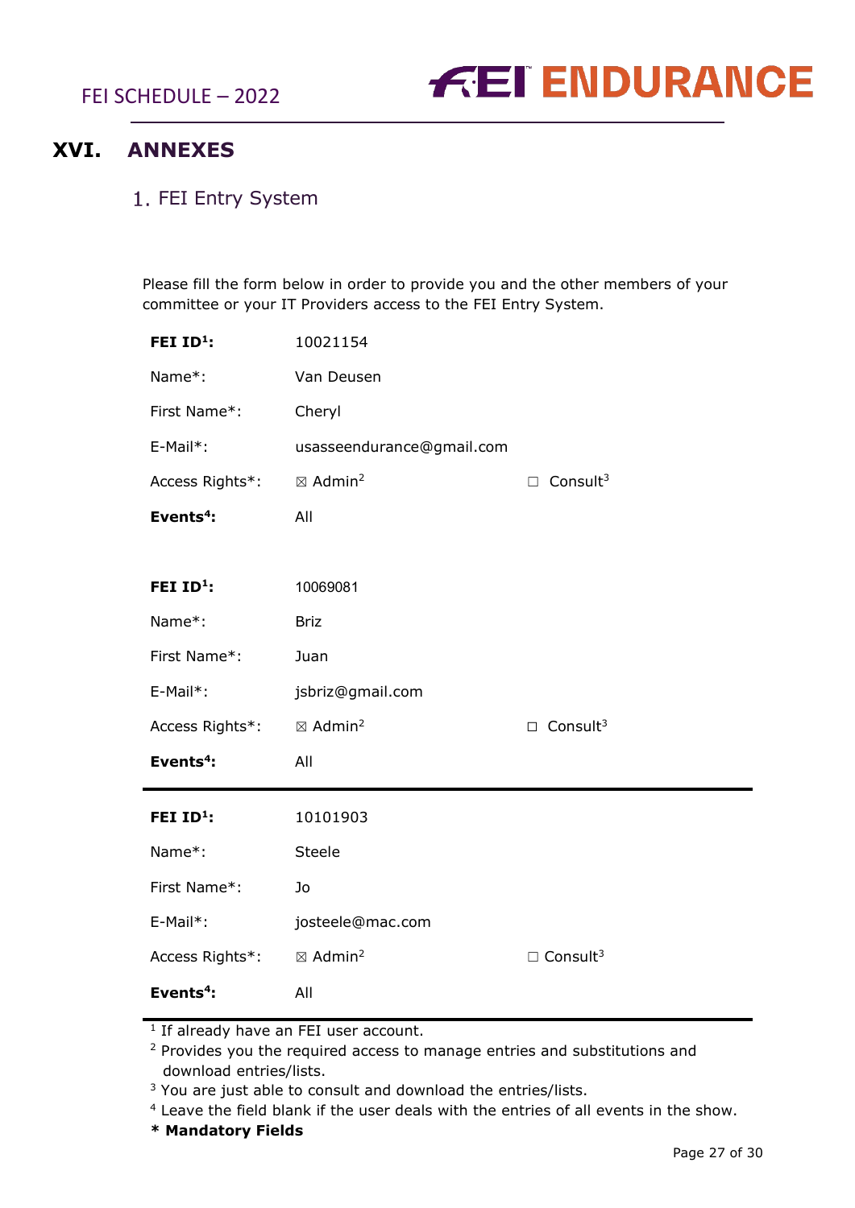# XVI. ANNEXES

## 1. FEI Entry System

Please fill the form below in order to provide you and the other members of your committee or your IT Providers access to the FEI Entry System.

| | | |
|---|---|---|
| **FEI ID[1]:** | 10021154 | |
| Name*: | Van Deusen | |
| First Name*: | Cheryl | |
| E-Mail*: | usasseendurance@gmail.com | |
| Access Rights*: | ☒ Admin[2] | ☐ Consult[3] |
| **Events[4]:** | All | |

| | | |
|---|---|---|
| **FEI ID[1]:** | 10069081 | |
| Name*: | Briz | |
| First Name*: | Juan | |
| E-Mail*: | jsbriz@gmail.com | |
| Access Rights*: | ☒ Admin[2] | ☐ Consult[3] |
| **Events[4]:** | All | |

| | | |
|---|---|---|
| **FEI ID[1]:** | 10101903 | |
| Name*: | Steele | |
| First Name*: | Jo | |
| E-Mail*: | josteele@mac.com | |
| Access Rights*: | ☒ Admin[2] | ☐ Consult[3] |
| **Events[4]:** | All | |

[1] If already have an FEI user account.
[2] Provides you the required access to manage entries and substitutions and download entries/lists.
[3] You are just able to consult and download the entries/lists.
[4] Leave the field blank if the user deals with the entries of all events in the show.
**\* Mandatory Fields**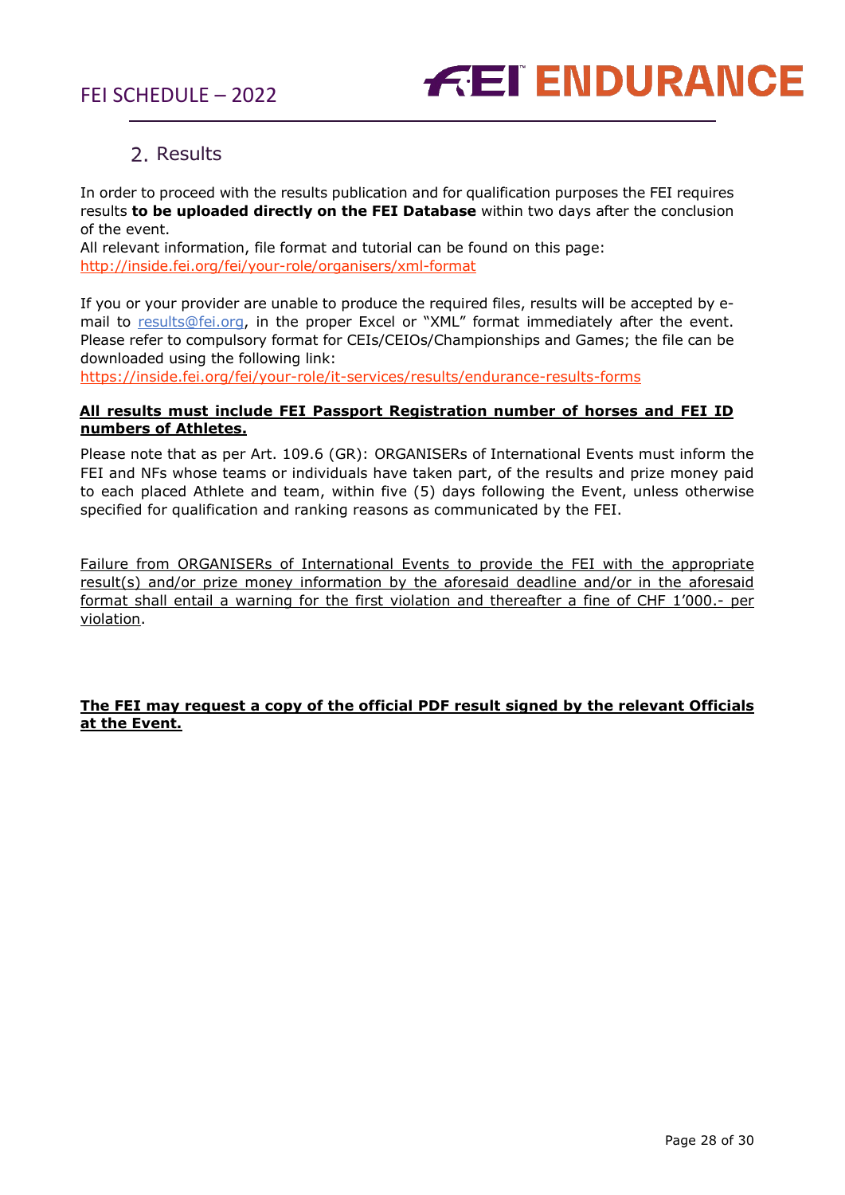## 2. Results

In order to proceed with the results publication and for qualification purposes the FEI requires results **to be uploaded directly on the FEI Database** within two days after the conclusion of the event.
All relevant information, file format and tutorial can be found on this page:
http://inside.fei.org/fei/your-role/organisers/xml-format

If you or your provider are unable to produce the required files, results will be accepted by e-mail to results@fei.org, in the proper Excel or "XML" format immediately after the event. Please refer to compulsory format for CEIs/CEIOs/Championships and Games; the file can be downloaded using the following link:
https://inside.fei.org/fei/your-role/it-services/results/endurance-results-forms

**All results must include FEI Passport Registration number of horses and FEI ID numbers of Athletes.**

Please note that as per Art. 109.6 (GR): ORGANISERs of International Events must inform the FEI and NFs whose teams or individuals have taken part, of the results and prize money paid to each placed Athlete and team, within five (5) days following the Event, unless otherwise specified for qualification and ranking reasons as communicated by the FEI.

Failure from ORGANISERs of International Events to provide the FEI with the appropriate result(s) and/or prize money information by the aforesaid deadline and/or in the aforesaid format shall entail a warning for the first violation and thereafter a fine of CHF 1'000.- per violation.

**The FEI may request a copy of the official PDF result signed by the relevant Officials at the Event.**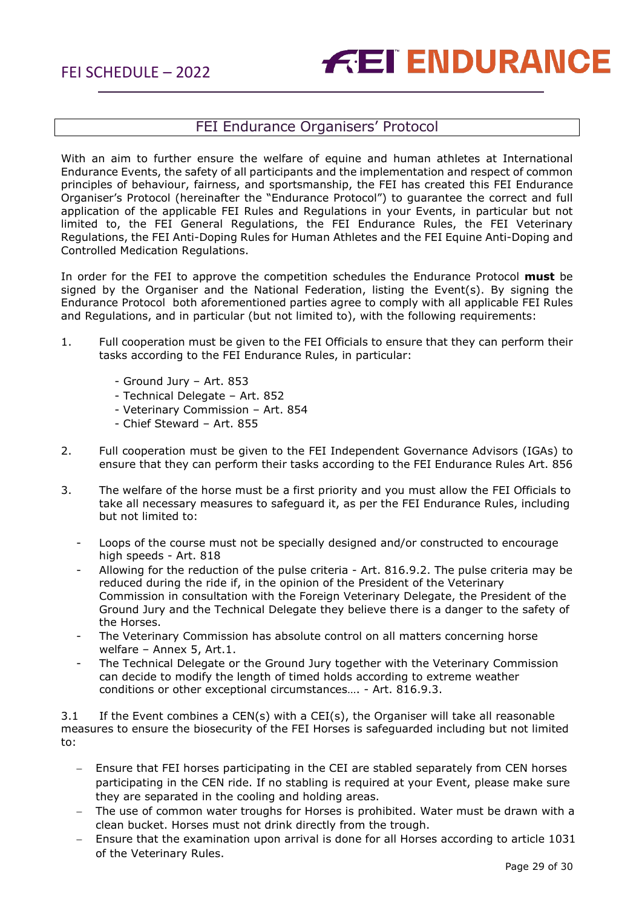## FEI Endurance Organisers' Protocol

With an aim to further ensure the welfare of equine and human athletes at International Endurance Events, the safety of all participants and the implementation and respect of common principles of behaviour, fairness, and sportsmanship, the FEI has created this FEI Endurance Organiser's Protocol (hereinafter the "Endurance Protocol") to guarantee the correct and full application of the applicable FEI Rules and Regulations in your Events, in particular but not limited to, the FEI General Regulations, the FEI Endurance Rules, the FEI Veterinary Regulations, the FEI Anti-Doping Rules for Human Athletes and the FEI Equine Anti-Doping and Controlled Medication Regulations.

In order for the FEI to approve the competition schedules the Endurance Protocol **must** be signed by the Organiser and the National Federation, listing the Event(s). By signing the Endurance Protocol both aforementioned parties agree to comply with all applicable FEI Rules and Regulations, and in particular (but not limited to), with the following requirements:

1. Full cooperation must be given to the FEI Officials to ensure that they can perform their tasks according to the FEI Endurance Rules, in particular:

   - Ground Jury – Art. 853
   - Technical Delegate – Art. 852
   - Veterinary Commission – Art. 854
   - Chief Steward – Art. 855

2. Full cooperation must be given to the FEI Independent Governance Advisors (IGAs) to ensure that they can perform their tasks according to the FEI Endurance Rules Art. 856

3. The welfare of the horse must be a first priority and you must allow the FEI Officials to take all necessary measures to safeguard it, as per the FEI Endurance Rules, including but not limited to:

   - Loops of the course must not be specially designed and/or constructed to encourage high speeds - Art. 818
   - Allowing for the reduction of the pulse criteria - Art. 816.9.2. The pulse criteria may be reduced during the ride if, in the opinion of the President of the Veterinary Commission in consultation with the Foreign Veterinary Delegate, the President of the Ground Jury and the Technical Delegate they believe there is a danger to the safety of the Horses.
   - The Veterinary Commission has absolute control on all matters concerning horse welfare – Annex 5, Art.1.
   - The Technical Delegate or the Ground Jury together with the Veterinary Commission can decide to modify the length of timed holds according to extreme weather conditions or other exceptional circumstances…. - Art. 816.9.3.

3.1 If the Event combines a CEN(s) with a CEI(s), the Organiser will take all reasonable measures to ensure the biosecurity of the FEI Horses is safeguarded including but not limited to:

- Ensure that FEI horses participating in the CEI are stabled separately from CEN horses participating in the CEN ride. If no stabling is required at your Event, please make sure they are separated in the cooling and holding areas.
- The use of common water troughs for Horses is prohibited. Water must be drawn with a clean bucket. Horses must not drink directly from the trough.
- Ensure that the examination upon arrival is done for all Horses according to article 1031 of the Veterinary Rules.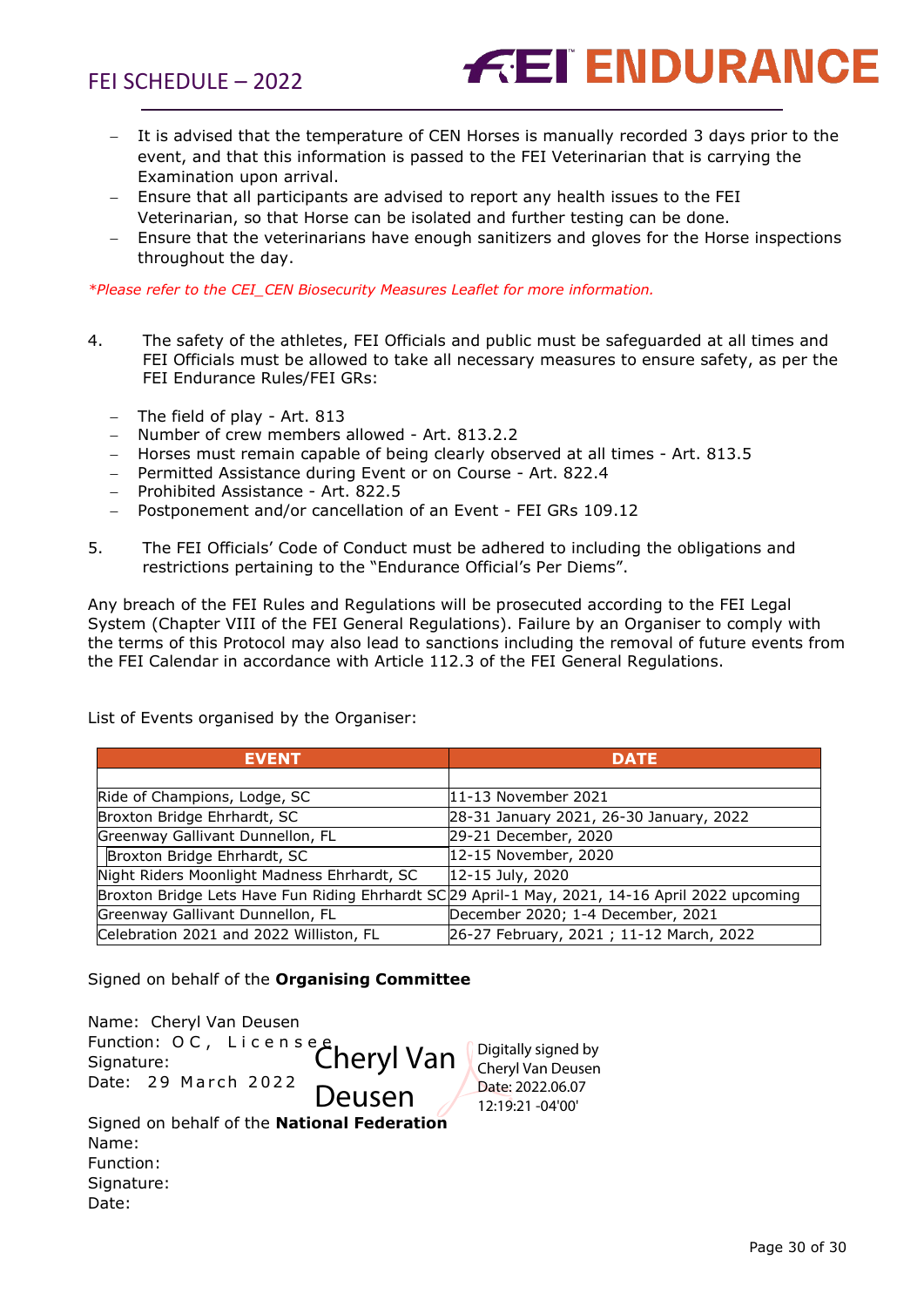- It is advised that the temperature of CEN Horses is manually recorded 3 days prior to the event, and that this information is passed to the FEI Veterinarian that is carrying the Examination upon arrival.
- Ensure that all participants are advised to report any health issues to the FEI Veterinarian, so that Horse can be isolated and further testing can be done.
- Ensure that the veterinarians have enough sanitizers and gloves for the Horse inspections throughout the day.

*\*Please refer to the CEI_CEN Biosecurity Measures Leaflet for more information.*

4. The safety of the athletes, FEI Officials and public must be safeguarded at all times and FEI Officials must be allowed to take all necessary measures to ensure safety, as per the FEI Endurance Rules/FEI GRs:

   - The field of play - Art. 813
   - Number of crew members allowed - Art. 813.2.2
   - Horses must remain capable of being clearly observed at all times - Art. 813.5
   - Permitted Assistance during Event or on Course - Art. 822.4
   - Prohibited Assistance - Art. 822.5
   - Postponement and/or cancellation of an Event - FEI GRs 109.12

5. The FEI Officials' Code of Conduct must be adhered to including the obligations and restrictions pertaining to the "Endurance Official's Per Diems".

Any breach of the FEI Rules and Regulations will be prosecuted according to the FEI Legal System (Chapter VIII of the FEI General Regulations). Failure by an Organiser to comply with the terms of this Protocol may also lead to sanctions including the removal of future events from the FEI Calendar in accordance with Article 112.3 of the FEI General Regulations.

List of Events organised by the Organiser:

| EVENT | DATE |
|---|---|
| | |
| Ride of Champions, Lodge, SC | 11-13 November 2021 |
| Broxton Bridge Ehrhardt, SC | 28-31 January 2021, 26-30 January, 2022 |
| Greenway Gallivant Dunnellon, FL | 29-21 December, 2020 |
| Broxton Bridge Ehrhardt, SC | 12-15 November, 2020 |
| Night Riders Moonlight Madness Ehrhardt, SC | 12-15 July, 2020 |
| Broxton Bridge Lets Have Fun Riding Ehrhardt SC | 29 April-1 May, 2021, 14-16 April 2022 upcoming |
| Greenway Gallivant Dunnellon, FL | December 2020; 1-4 December, 2021 |
| Celebration 2021 and 2022 Williston, FL | 26-27 February, 2021 ; 11-12 March, 2022 |

Signed on behalf of the **Organising Committee**

Name: Cheryl Van Deusen
Function: O C , L i c e n s e e
Signature: Cheryl Van Deusen — Digitally signed by Cheryl Van Deusen Date: 2022.06.07 12:19:21 -04'00'
Date: 2 9 M a r c h 2 0 2 2

Signed on behalf of the **National Federation**
Name:
Function:
Signature:
Date: